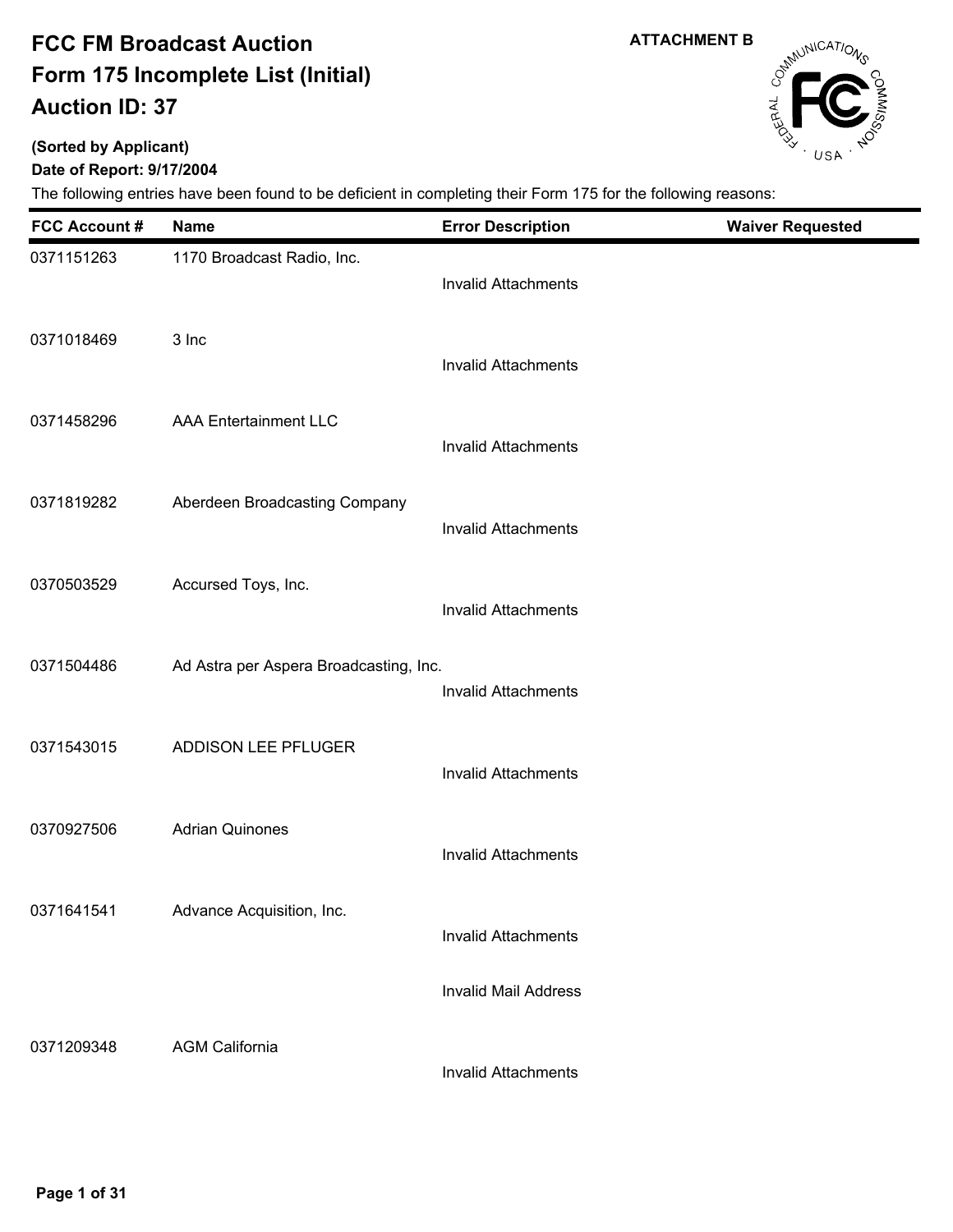# FCC FM Broadcast Auction
# Form 175 Incomplete List (Initial)
# Auction ID: 37

**ATTACHMENT B**

**(Sorted by Applicant)**

**Date of Report: 9/17/2004**

The following entries have been found to be deficient in completing their Form 175 for the following reasons:

| FCC Account # | Name | Error Description | Waiver Requested |
| --- | --- | --- | --- |
| 0371151263 | 1170 Broadcast Radio, Inc. | | |
| | | Invalid Attachments | |
| 0371018469 | 3 Inc | | |
| | | Invalid Attachments | |
| 0371458296 | AAA Entertainment LLC | | |
| | | Invalid Attachments | |
| 0371819282 | Aberdeen Broadcasting Company | | |
| | | Invalid Attachments | |
| 0370503529 | Accursed Toys, Inc. | | |
| | | Invalid Attachments | |
| 0371504486 | Ad Astra per Aspera Broadcasting, Inc. | | |
| | | Invalid Attachments | |
| 0371543015 | ADDISON LEE PFLUGER | | |
| | | Invalid Attachments | |
| 0370927506 | Adrian Quinones | | |
| | | Invalid Attachments | |
| 0371641541 | Advance Acquisition, Inc. | | |
| | | Invalid Attachments | |
| | | Invalid Mail Address | |
| 0371209348 | AGM California | | |
| | | Invalid Attachments | |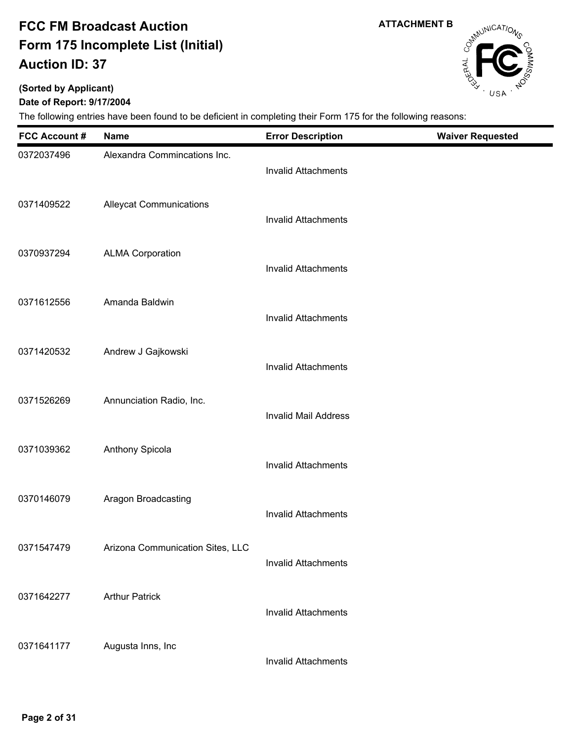# FCC FM Broadcast Auction
# Form 175 Incomplete List (Initial)
# Auction ID: 37

ATTACHMENT B

**(Sorted by Applicant)**

**Date of Report: 9/17/2004**

The following entries have been found to be deficient in completing their Form 175 for the following reasons:

| FCC Account # | Name | Error Description | Waiver Requested |
|---|---|---|---|
| 0372037496 | Alexandra Commincations Inc. | Invalid Attachments | |
| 0371409522 | Alleycat Communications | Invalid Attachments | |
| 0370937294 | ALMA Corporation | Invalid Attachments | |
| 0371612556 | Amanda Baldwin | Invalid Attachments | |
| 0371420532 | Andrew J Gajkowski | Invalid Attachments | |
| 0371526269 | Annunciation Radio, Inc. | Invalid Mail Address | |
| 0371039362 | Anthony Spicola | Invalid Attachments | |
| 0370146079 | Aragon Broadcasting | Invalid Attachments | |
| 0371547479 | Arizona Communication Sites, LLC | Invalid Attachments | |
| 0371642277 | Arthur Patrick | Invalid Attachments | |
| 0371641177 | Augusta Inns, Inc | Invalid Attachments | |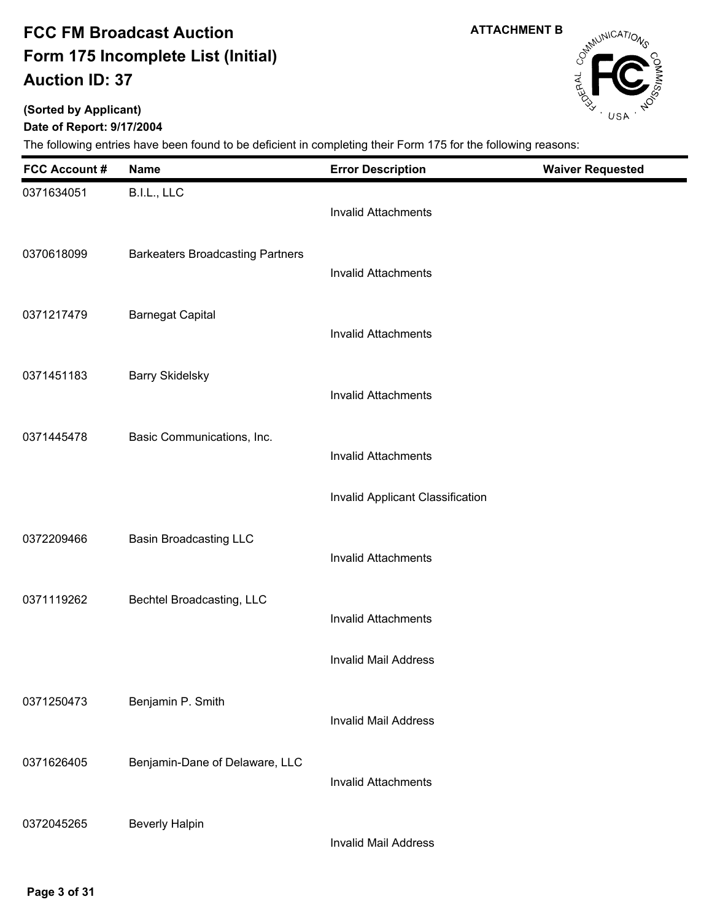# FCC FM Broadcast Auction
# Form 175 Incomplete List (Initial)
# Auction ID: 37

**ATTACHMENT B**

**(Sorted by Applicant)**

**Date of Report: 9/17/2004**

The following entries have been found to be deficient in completing their Form 175 for the following reasons:

| FCC Account # | Name | Error Description | Waiver Requested |
|---|---|---|---|
| 0371634051 | B.I.L., LLC | Invalid Attachments | |
| 0370618099 | Barkeaters Broadcasting Partners | Invalid Attachments | |
| 0371217479 | Barnegat Capital | Invalid Attachments | |
| 0371451183 | Barry Skidelsky | Invalid Attachments | |
| 0371445478 | Basic Communications, Inc. | Invalid Attachments | |
| | | Invalid Applicant Classification | |
| 0372209466 | Basin Broadcasting LLC | Invalid Attachments | |
| 0371119262 | Bechtel Broadcasting, LLC | Invalid Attachments | |
| | | Invalid Mail Address | |
| 0371250473 | Benjamin P. Smith | Invalid Mail Address | |
| 0371626405 | Benjamin-Dane of Delaware, LLC | Invalid Attachments | |
| 0372045265 | Beverly Halpin | Invalid Mail Address | |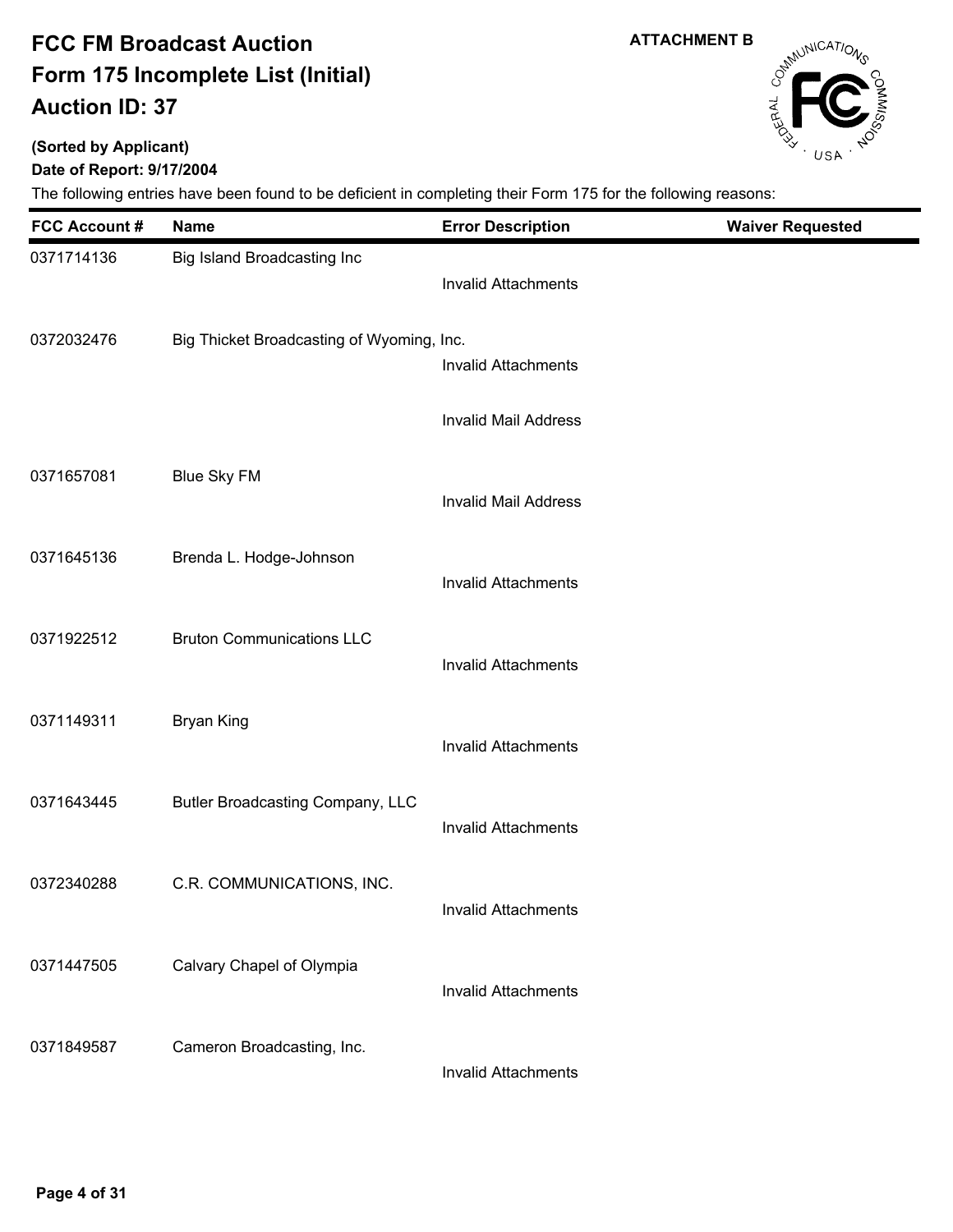# FCC FM Broadcast Auction
# Form 175 Incomplete List (Initial)
# Auction ID: 37

**ATTACHMENT B**

**(Sorted by Applicant)**

**Date of Report: 9/17/2004**

The following entries have been found to be deficient in completing their Form 175 for the following reasons:

| FCC Account # | Name | Error Description | Waiver Requested |
|---|---|---|---|
| 0371714136 | Big Island Broadcasting Inc | Invalid Attachments | |
| 0372032476 | Big Thicket Broadcasting of Wyoming, Inc. | Invalid Attachments | |
| | | Invalid Mail Address | |
| 0371657081 | Blue Sky FM | Invalid Mail Address | |
| 0371645136 | Brenda L. Hodge-Johnson | Invalid Attachments | |
| 0371922512 | Bruton Communications LLC | Invalid Attachments | |
| 0371149311 | Bryan King | Invalid Attachments | |
| 0371643445 | Butler Broadcasting Company, LLC | Invalid Attachments | |
| 0372340288 | C.R. COMMUNICATIONS, INC. | Invalid Attachments | |
| 0371447505 | Calvary Chapel of Olympia | Invalid Attachments | |
| 0371849587 | Cameron Broadcasting, Inc. | Invalid Attachments | |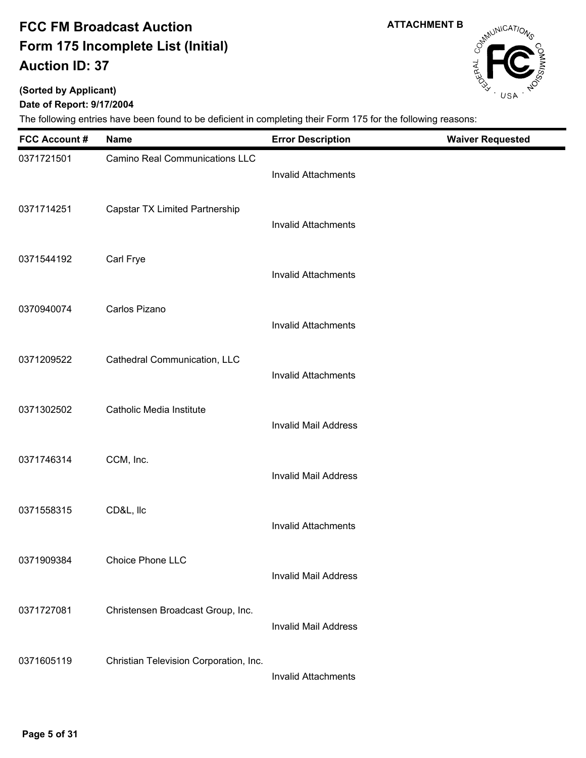# FCC FM Broadcast Auction
# Form 175 Incomplete List (Initial)
# Auction ID: 37

**ATTACHMENT B**

**(Sorted by Applicant)**

**Date of Report: 9/17/2004**

The following entries have been found to be deficient in completing their Form 175 for the following reasons:

| FCC Account # | Name | Error Description | Waiver Requested |
|---|---|---|---|
| 0371721501 | Camino Real Communications LLC | Invalid Attachments | |
| 0371714251 | Capstar TX Limited Partnership | Invalid Attachments | |
| 0371544192 | Carl Frye | Invalid Attachments | |
| 0370940074 | Carlos Pizano | Invalid Attachments | |
| 0371209522 | Cathedral Communication, LLC | Invalid Attachments | |
| 0371302502 | Catholic Media Institute | Invalid Mail Address | |
| 0371746314 | CCM, Inc. | Invalid Mail Address | |
| 0371558315 | CD&L, llc | Invalid Attachments | |
| 0371909384 | Choice Phone LLC | Invalid Mail Address | |
| 0371727081 | Christensen Broadcast Group, Inc. | Invalid Mail Address | |
| 0371605119 | Christian Television Corporation, Inc. | Invalid Attachments | |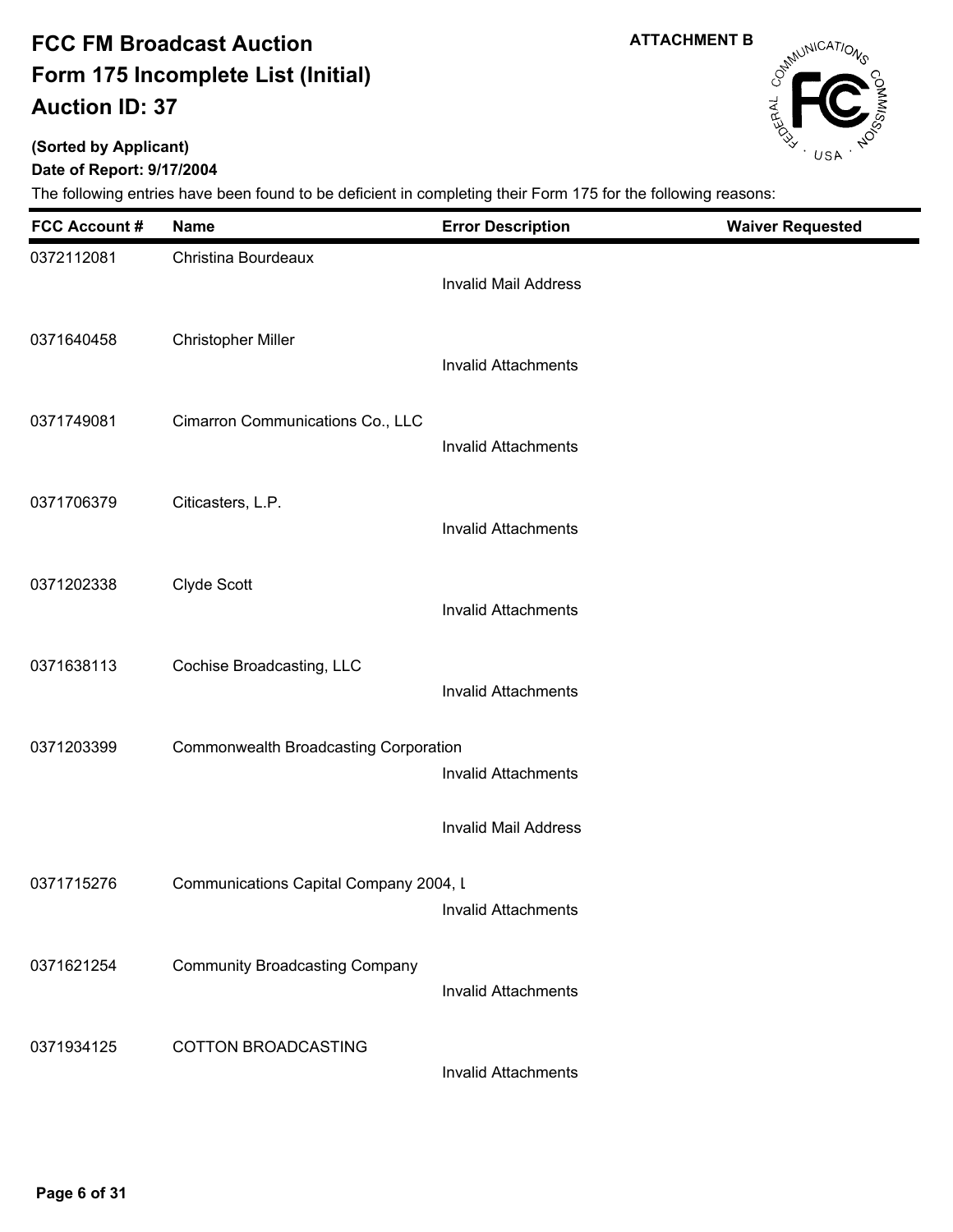# FCC FM Broadcast Auction
# Form 175 Incomplete List (Initial)
# Auction ID: 37

**ATTACHMENT B**

**(Sorted by Applicant)**

**Date of Report: 9/17/2004**

The following entries have been found to be deficient in completing their Form 175 for the following reasons:

| FCC Account # | Name | Error Description | Waiver Requested |
|---|---|---|---|
| 0372112081 | Christina Bourdeaux | | |
| | | Invalid Mail Address | |
| 0371640458 | Christopher Miller | | |
| | | Invalid Attachments | |
| 0371749081 | Cimarron Communications Co., LLC | | |
| | | Invalid Attachments | |
| 0371706379 | Citicasters, L.P. | | |
| | | Invalid Attachments | |
| 0371202338 | Clyde Scott | | |
| | | Invalid Attachments | |
| 0371638113 | Cochise Broadcasting, LLC | | |
| | | Invalid Attachments | |
| 0371203399 | Commonwealth Broadcasting Corporation | | |
| | | Invalid Attachments | |
| | | Invalid Mail Address | |
| 0371715276 | Communications Capital Company 2004, L | | |
| | | Invalid Attachments | |
| 0371621254 | Community Broadcasting Company | | |
| | | Invalid Attachments | |
| 0371934125 | COTTON BROADCASTING | | |
| | | Invalid Attachments | |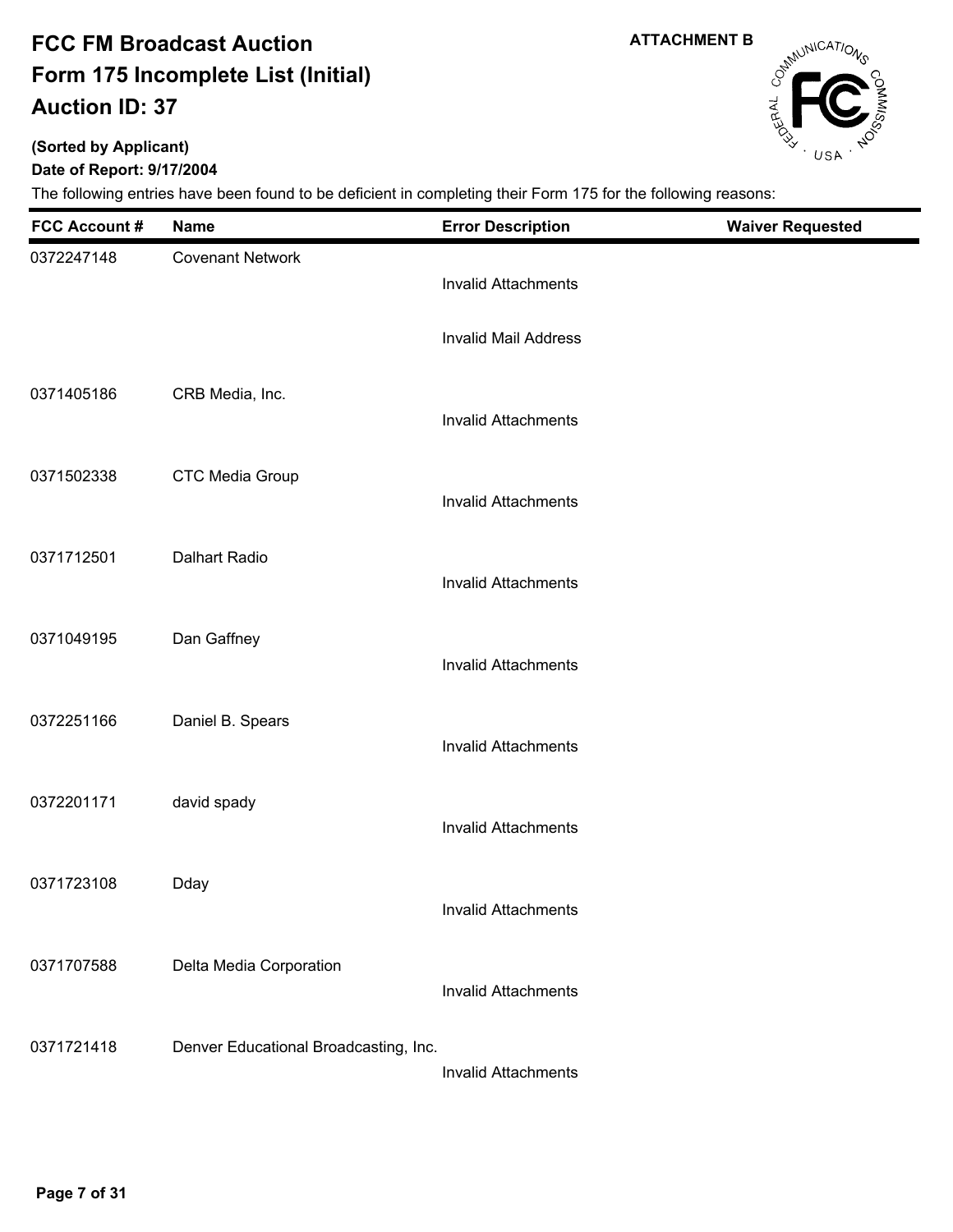# FCC FM Broadcast Auction
# Form 175 Incomplete List (Initial)
# Auction ID: 37

ATTACHMENT B

**(Sorted by Applicant)**

**Date of Report: 9/17/2004**

The following entries have been found to be deficient in completing their Form 175 for the following reasons:

| FCC Account # | Name | Error Description | Waiver Requested |
|---|---|---|---|
| 0372247148 | Covenant Network | | |
| | | Invalid Attachments | |
| | | Invalid Mail Address | |
| 0371405186 | CRB Media, Inc. | | |
| | | Invalid Attachments | |
| 0371502338 | CTC Media Group | | |
| | | Invalid Attachments | |
| 0371712501 | Dalhart Radio | | |
| | | Invalid Attachments | |
| 0371049195 | Dan Gaffney | | |
| | | Invalid Attachments | |
| 0372251166 | Daniel B. Spears | | |
| | | Invalid Attachments | |
| 0372201171 | david spady | | |
| | | Invalid Attachments | |
| 0371723108 | Dday | | |
| | | Invalid Attachments | |
| 0371707588 | Delta Media Corporation | | |
| | | Invalid Attachments | |
| 0371721418 | Denver Educational Broadcasting, Inc. | | |
| | | Invalid Attachments | |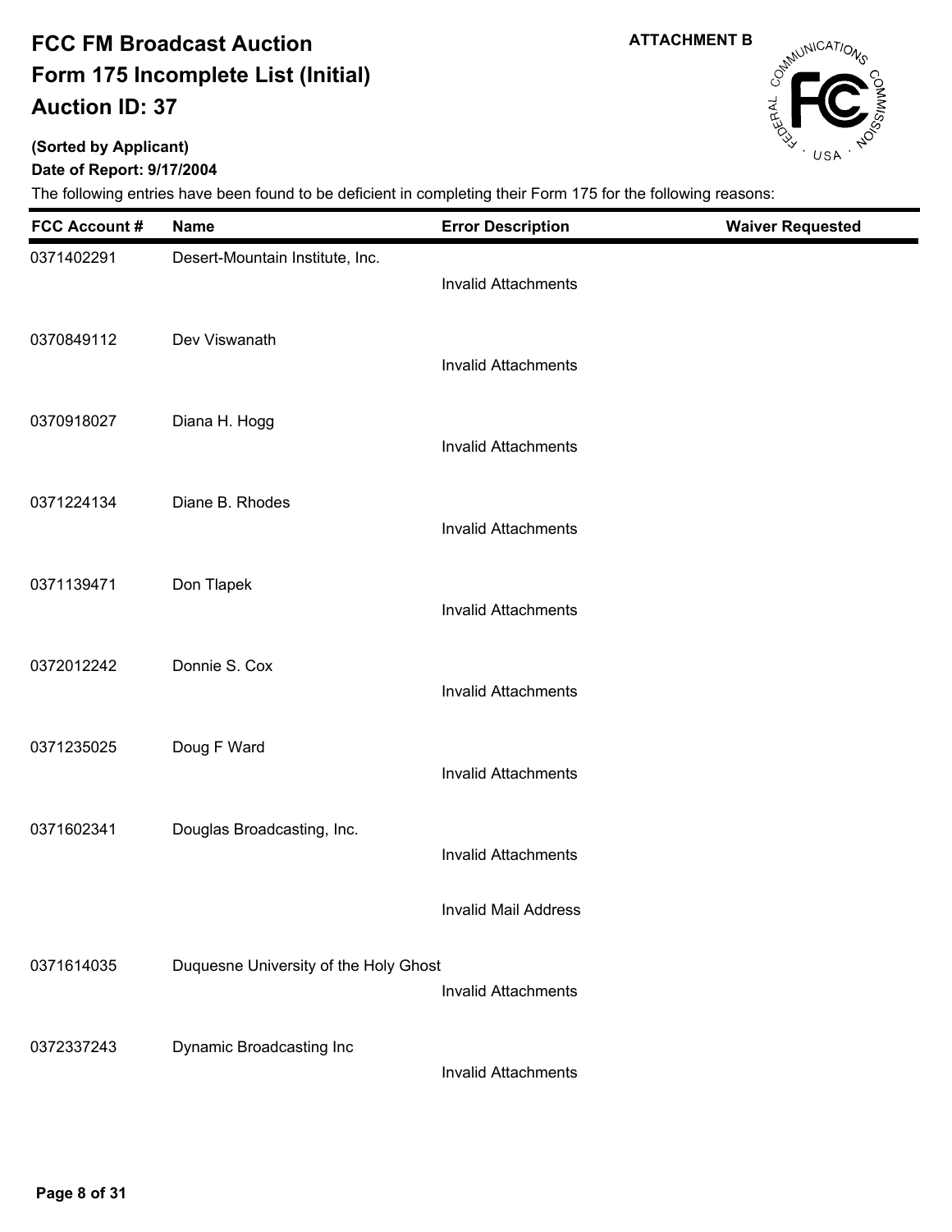# FCC FM Broadcast Auction
# Form 175 Incomplete List (Initial)
# Auction ID: 37

**ATTACHMENT B**

**(Sorted by Applicant)**

**Date of Report: 9/17/2004**

The following entries have been found to be deficient in completing their Form 175 for the following reasons:

| FCC Account # | Name | Error Description | Waiver Requested |
| --- | --- | --- | --- |
| 0371402291 | Desert-Mountain Institute, Inc. | Invalid Attachments | |
| 0370849112 | Dev Viswanath | Invalid Attachments | |
| 0370918027 | Diana H. Hogg | Invalid Attachments | |
| 0371224134 | Diane B. Rhodes | Invalid Attachments | |
| 0371139471 | Don Tlapek | Invalid Attachments | |
| 0372012242 | Donnie S. Cox | Invalid Attachments | |
| 0371235025 | Doug F Ward | Invalid Attachments | |
| 0371602341 | Douglas Broadcasting, Inc. | Invalid Attachments | |
| | | Invalid Mail Address | |
| 0371614035 | Duquesne University of the Holy Ghost | Invalid Attachments | |
| 0372337243 | Dynamic Broadcasting Inc | Invalid Attachments | |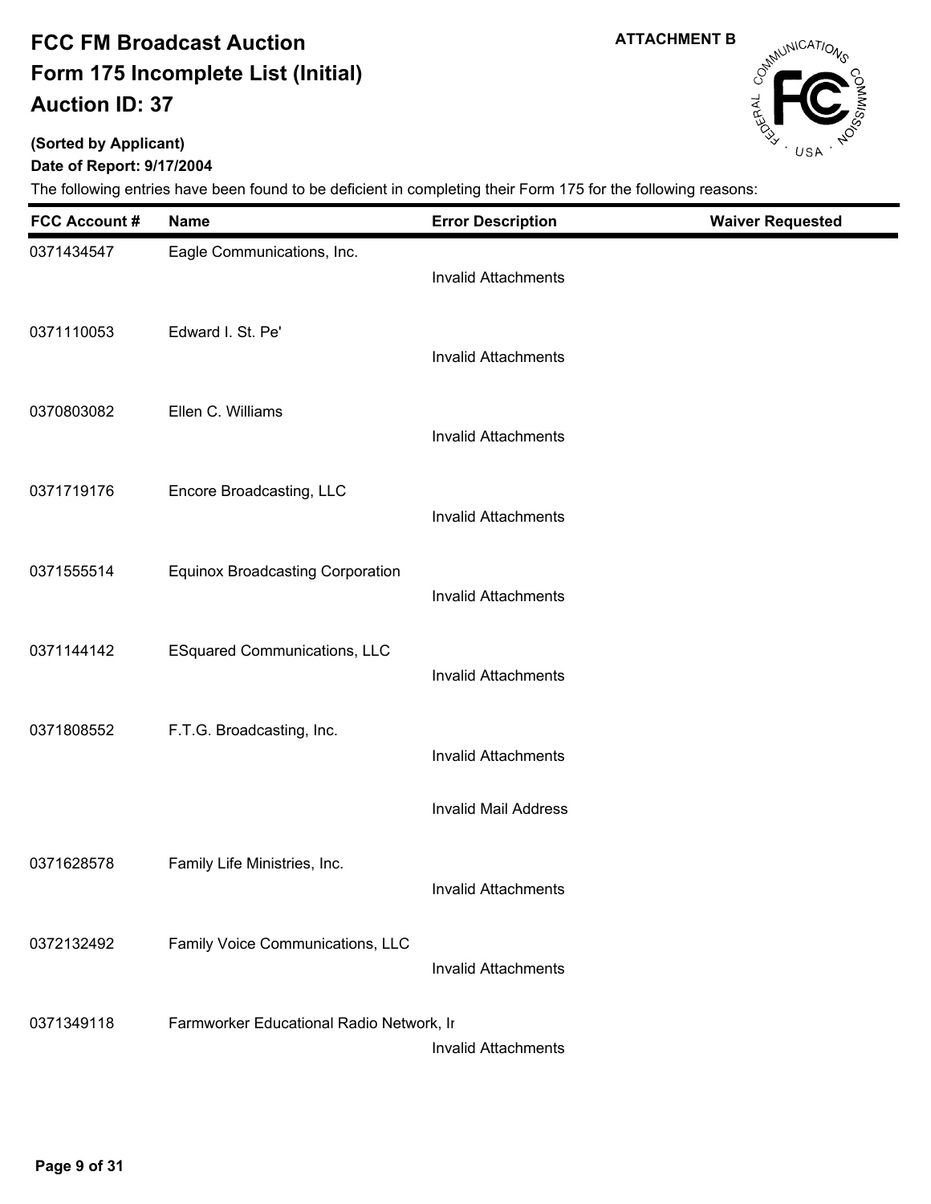# FCC FM Broadcast Auction
# Form 175 Incomplete List (Initial)
# Auction ID: 37

**ATTACHMENT B**

**(Sorted by Applicant)**

**Date of Report: 9/17/2004**

The following entries have been found to be deficient in completing their Form 175 for the following reasons:

| FCC Account # | Name | Error Description | Waiver Requested |
|---|---|---|---|
| 0371434547 | Eagle Communications, Inc. | Invalid Attachments | |
| 0371110053 | Edward I. St. Pe' | Invalid Attachments | |
| 0370803082 | Ellen C. Williams | Invalid Attachments | |
| 0371719176 | Encore Broadcasting, LLC | Invalid Attachments | |
| 0371555514 | Equinox Broadcasting Corporation | Invalid Attachments | |
| 0371144142 | ESquared Communications, LLC | Invalid Attachments | |
| 0371808552 | F.T.G. Broadcasting, Inc. | Invalid Attachments | |
| | | Invalid Mail Address | |
| 0371628578 | Family Life Ministries, Inc. | Invalid Attachments | |
| 0372132492 | Family Voice Communications, LLC | Invalid Attachments | |
| 0371349118 | Farmworker Educational Radio Network, Ir | Invalid Attachments | |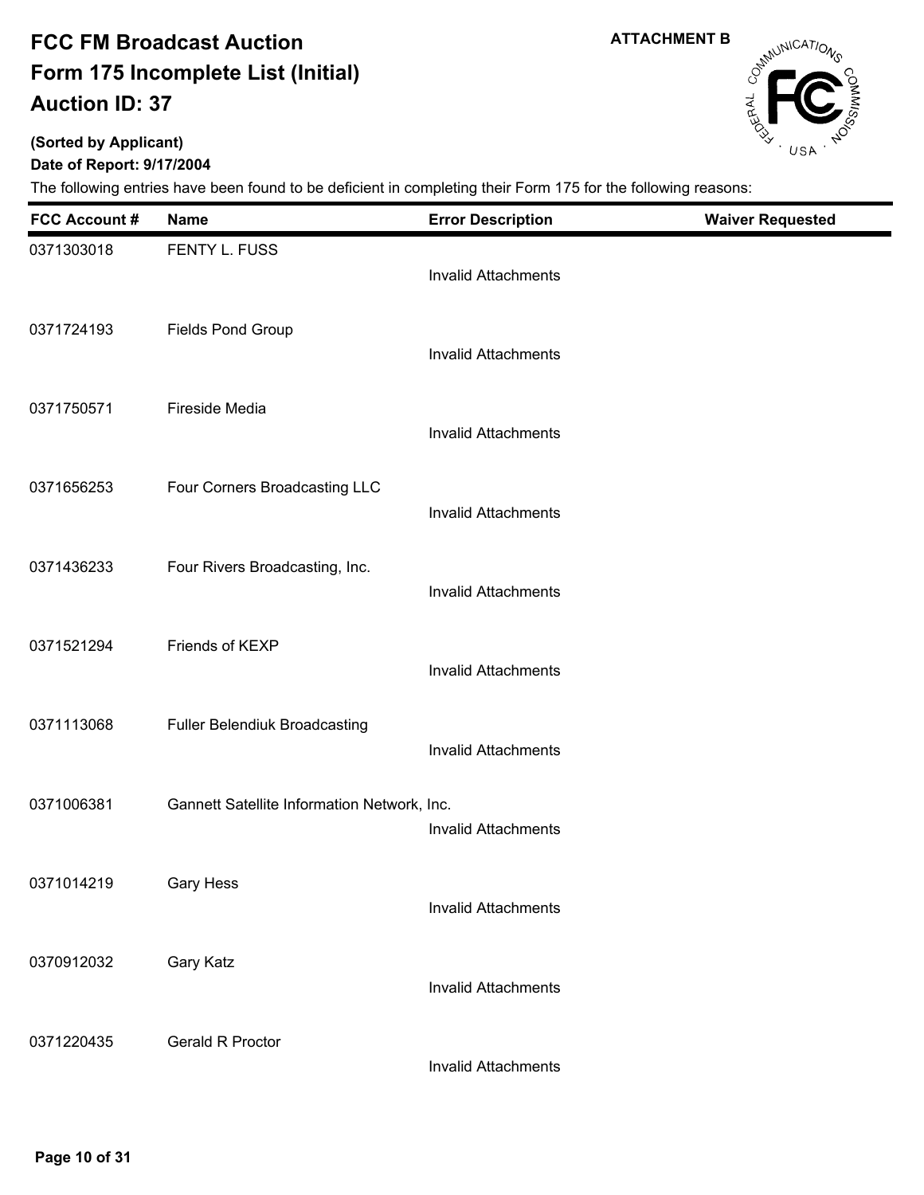**ATTACHMENT B**

# FCC FM Broadcast Auction
# Form 175 Incomplete List (Initial)
# Auction ID: 37

**(Sorted by Applicant)**

**Date of Report: 9/17/2004**

The following entries have been found to be deficient in completing their Form 175 for the following reasons:

| FCC Account # | Name | Error Description | Waiver Requested |
|---|---|---|---|
| 0371303018 | FENTY L. FUSS | Invalid Attachments | |
| 0371724193 | Fields Pond Group | Invalid Attachments | |
| 0371750571 | Fireside Media | Invalid Attachments | |
| 0371656253 | Four Corners Broadcasting LLC | Invalid Attachments | |
| 0371436233 | Four Rivers Broadcasting, Inc. | Invalid Attachments | |
| 0371521294 | Friends of KEXP | Invalid Attachments | |
| 0371113068 | Fuller Belendiuk Broadcasting | Invalid Attachments | |
| 0371006381 | Gannett Satellite Information Network, Inc. | Invalid Attachments | |
| 0371014219 | Gary Hess | Invalid Attachments | |
| 0370912032 | Gary Katz | Invalid Attachments | |
| 0371220435 | Gerald R Proctor | Invalid Attachments | |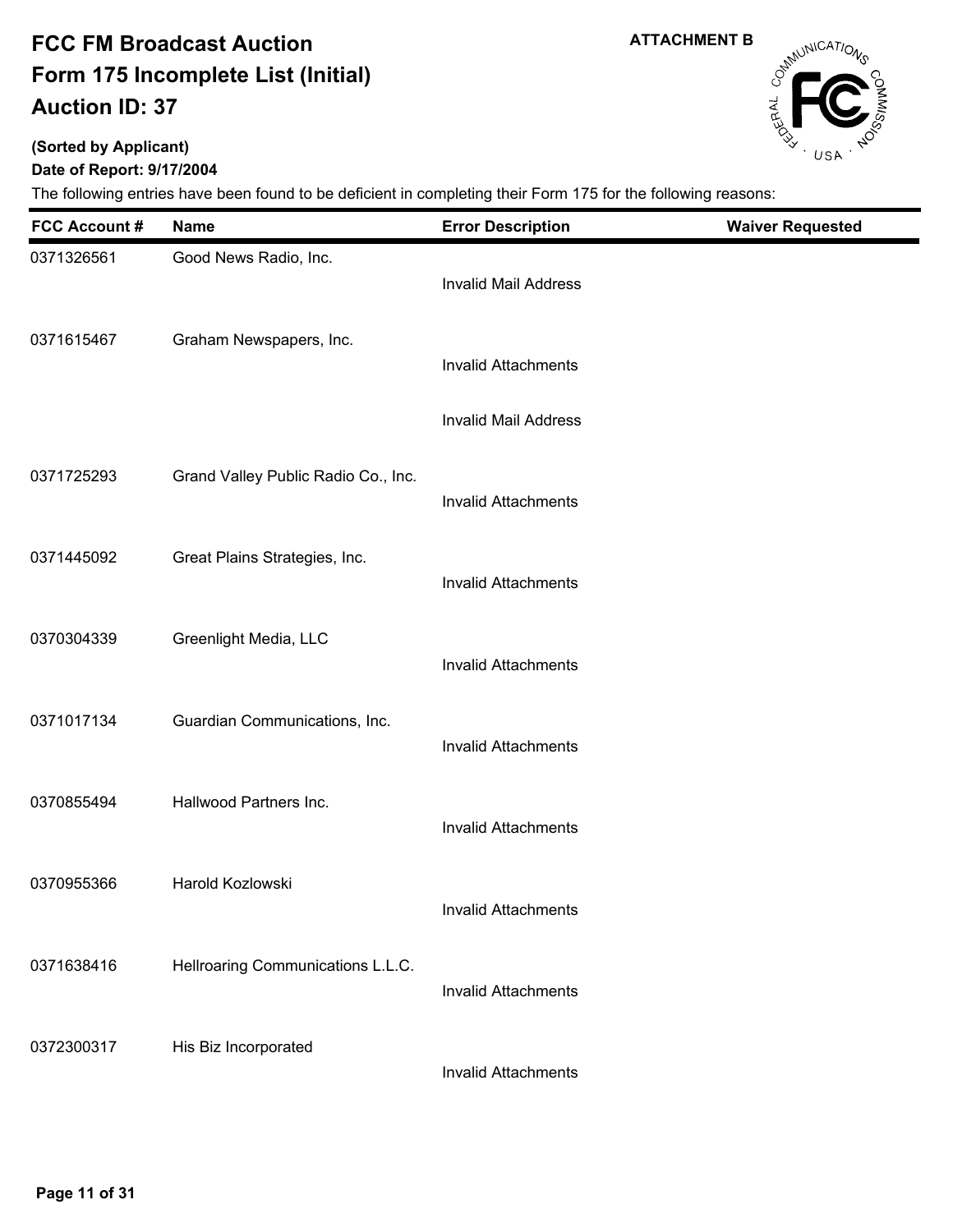# FCC FM Broadcast Auction
# Form 175 Incomplete List (Initial)
# Auction ID: 37

**ATTACHMENT B**

**(Sorted by Applicant)**

**Date of Report: 9/17/2004**

The following entries have been found to be deficient in completing their Form 175 for the following reasons:

| FCC Account # | Name | Error Description | Waiver Requested |
|---|---|---|---|
| 0371326561 | Good News Radio, Inc. | | |
| | | Invalid Mail Address | |
| 0371615467 | Graham Newspapers, Inc. | | |
| | | Invalid Attachments | |
| | | Invalid Mail Address | |
| 0371725293 | Grand Valley Public Radio Co., Inc. | | |
| | | Invalid Attachments | |
| 0371445092 | Great Plains Strategies, Inc. | | |
| | | Invalid Attachments | |
| 0370304339 | Greenlight Media, LLC | | |
| | | Invalid Attachments | |
| 0371017134 | Guardian Communications, Inc. | | |
| | | Invalid Attachments | |
| 0370855494 | Hallwood Partners Inc. | | |
| | | Invalid Attachments | |
| 0370955366 | Harold Kozlowski | | |
| | | Invalid Attachments | |
| 0371638416 | Hellroaring Communications L.L.C. | | |
| | | Invalid Attachments | |
| 0372300317 | His Biz Incorporated | | |
| | | Invalid Attachments | |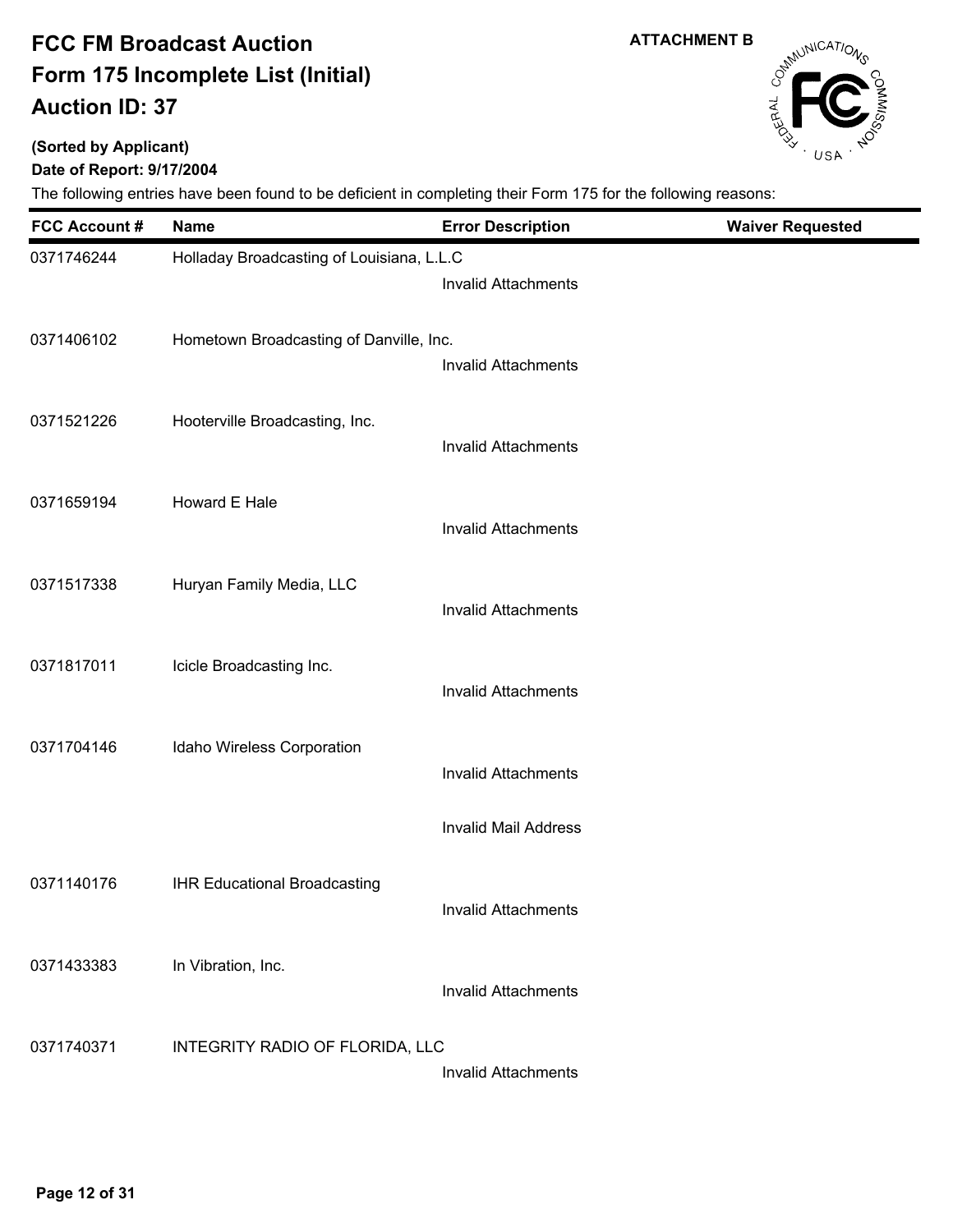# FCC FM Broadcast Auction
# Form 175 Incomplete List (Initial)
# Auction ID: 37

**ATTACHMENT B**

**(Sorted by Applicant)**

**Date of Report: 9/17/2004**

The following entries have been found to be deficient in completing their Form 175 for the following reasons:

| FCC Account # | Name | Error Description | Waiver Requested |
|---|---|---|---|
| 0371746244 | Holladay Broadcasting of Louisiana, L.L.C | | |
| | | Invalid Attachments | |
| 0371406102 | Hometown Broadcasting of Danville, Inc. | | |
| | | Invalid Attachments | |
| 0371521226 | Hooterville Broadcasting, Inc. | | |
| | | Invalid Attachments | |
| 0371659194 | Howard E Hale | | |
| | | Invalid Attachments | |
| 0371517338 | Huryan Family Media, LLC | | |
| | | Invalid Attachments | |
| 0371817011 | Icicle Broadcasting Inc. | | |
| | | Invalid Attachments | |
| 0371704146 | Idaho Wireless Corporation | | |
| | | Invalid Attachments | |
| | | Invalid Mail Address | |
| 0371140176 | IHR Educational Broadcasting | | |
| | | Invalid Attachments | |
| 0371433383 | In Vibration, Inc. | | |
| | | Invalid Attachments | |
| 0371740371 | INTEGRITY RADIO OF FLORIDA, LLC | | |
| | | Invalid Attachments | |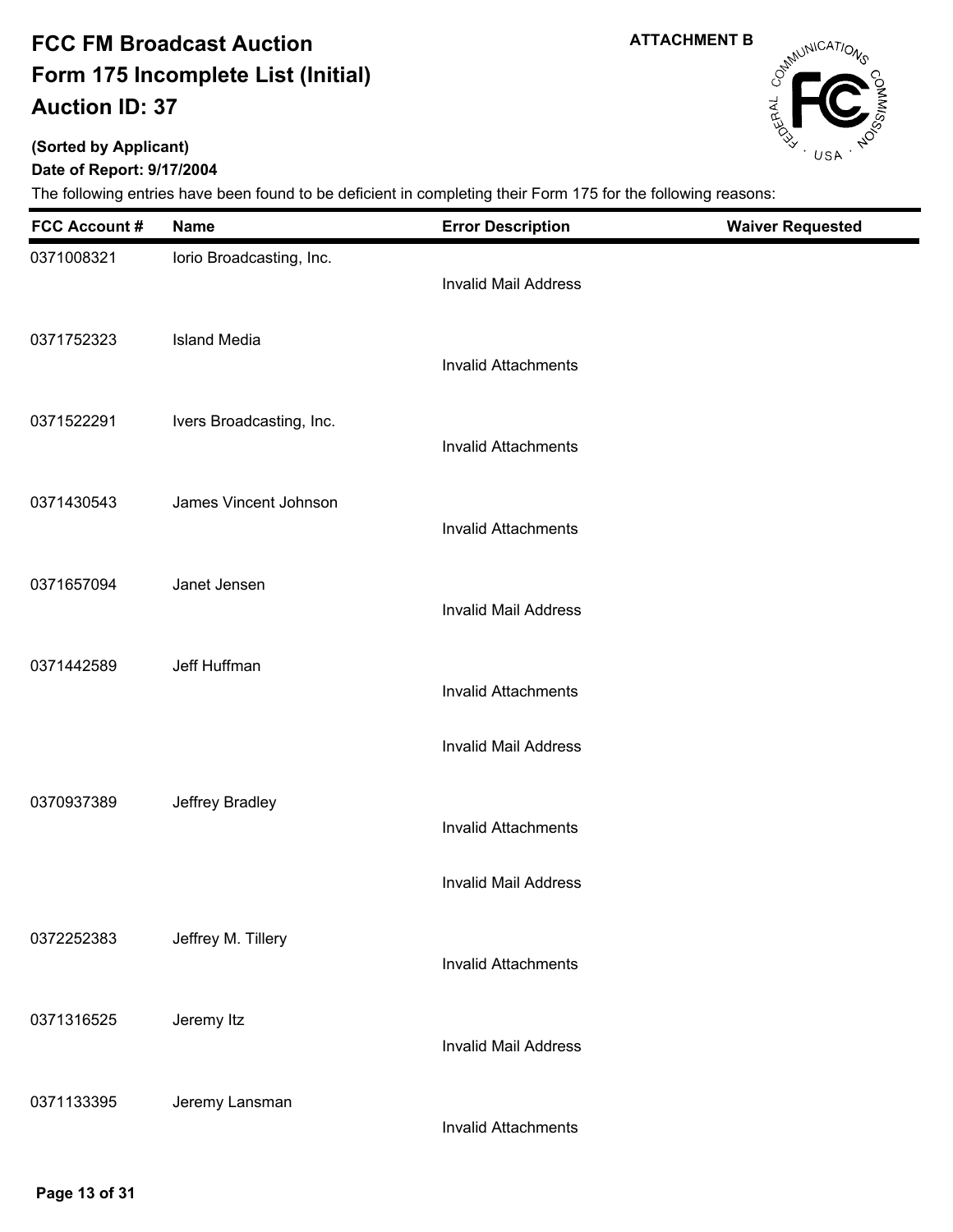# FCC FM Broadcast Auction
# Form 175 Incomplete List (Initial)
# Auction ID: 37

ATTACHMENT B

**(Sorted by Applicant)**

**Date of Report: 9/17/2004**

The following entries have been found to be deficient in completing their Form 175 for the following reasons:

| FCC Account # | Name | Error Description | Waiver Requested |
|---|---|---|---|
| 0371008321 | Iorio Broadcasting, Inc. | Invalid Mail Address | |
| 0371752323 | Island Media | Invalid Attachments | |
| 0371522291 | Ivers Broadcasting, Inc. | Invalid Attachments | |
| 0371430543 | James Vincent Johnson | Invalid Attachments | |
| 0371657094 | Janet Jensen | Invalid Mail Address | |
| 0371442589 | Jeff Huffman | Invalid Attachments | |
| | | Invalid Mail Address | |
| 0370937389 | Jeffrey Bradley | Invalid Attachments | |
| | | Invalid Mail Address | |
| 0372252383 | Jeffrey M. Tillery | Invalid Attachments | |
| 0371316525 | Jeremy Itz | Invalid Mail Address | |
| 0371133395 | Jeremy Lansman | Invalid Attachments | |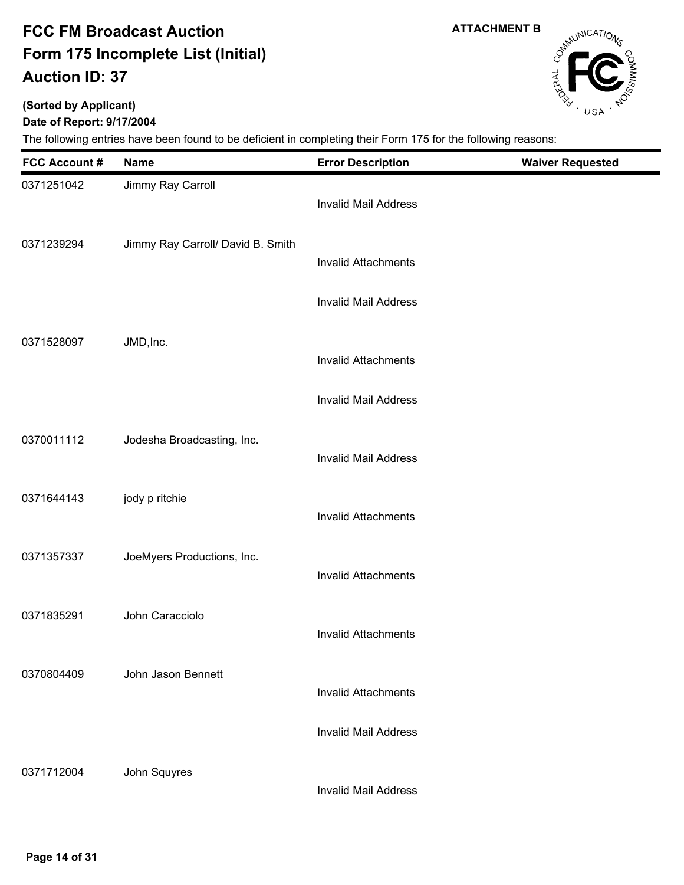# FCC FM Broadcast Auction
# Form 175 Incomplete List (Initial)
# Auction ID: 37

**ATTACHMENT B**

**(Sorted by Applicant)**

**Date of Report: 9/17/2004**

The following entries have been found to be deficient in completing their Form 175 for the following reasons:

| FCC Account # | Name | Error Description | Waiver Requested |
|---|---|---|---|
| 0371251042 | Jimmy Ray Carroll | Invalid Mail Address | |
| 0371239294 | Jimmy Ray Carroll/ David B. Smith | Invalid Attachments | |
| | | Invalid Mail Address | |
| 0371528097 | JMD,Inc. | Invalid Attachments | |
| | | Invalid Mail Address | |
| 0370011112 | Jodesha Broadcasting, Inc. | Invalid Mail Address | |
| 0371644143 | jody p ritchie | Invalid Attachments | |
| 0371357337 | JoeMyers Productions, Inc. | Invalid Attachments | |
| 0371835291 | John Caracciolo | Invalid Attachments | |
| 0370804409 | John Jason Bennett | Invalid Attachments | |
| | | Invalid Mail Address | |
| 0371712004 | John Squyres | Invalid Mail Address | |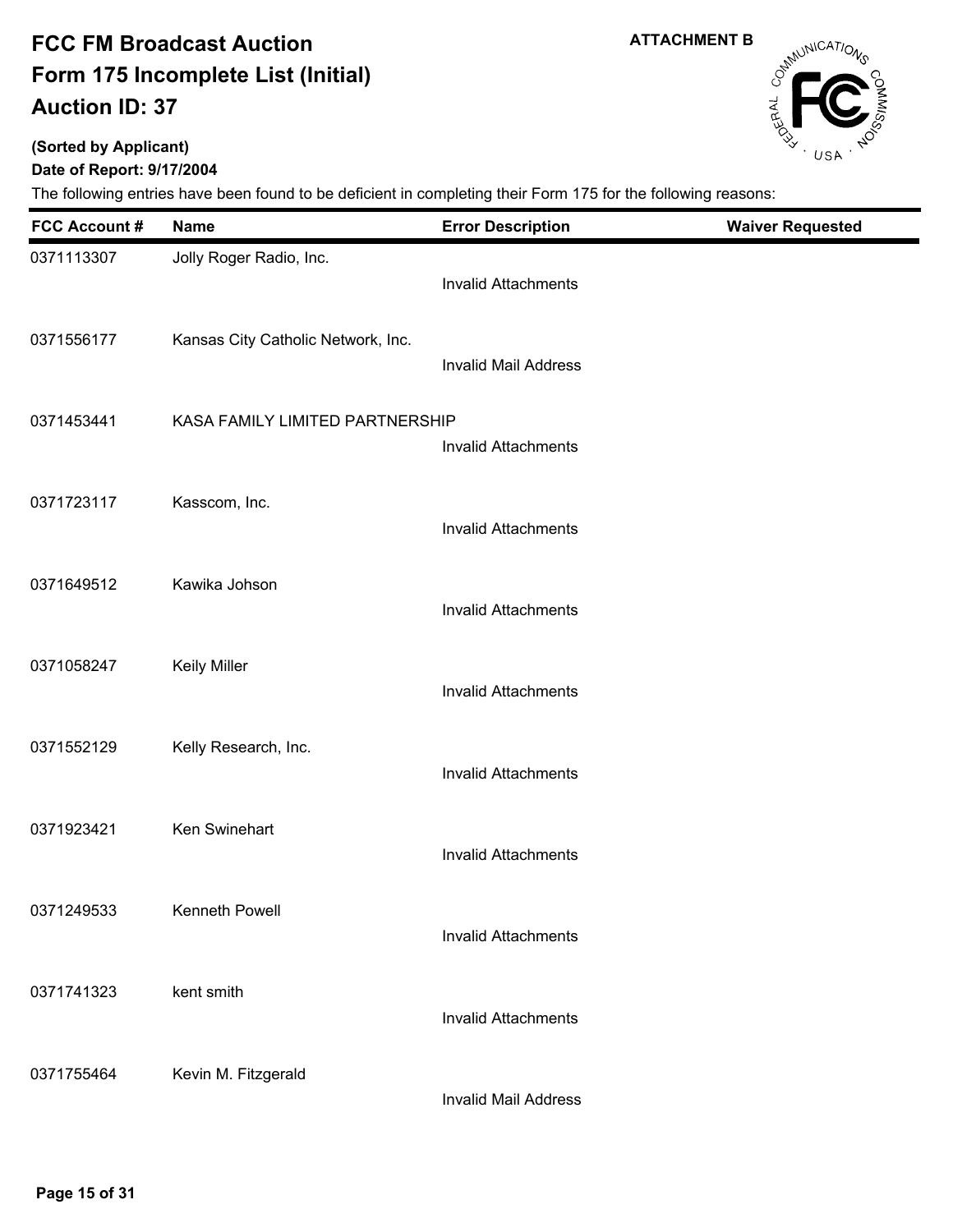# FCC FM Broadcast Auction
# Form 175 Incomplete List (Initial)
# Auction ID: 37

**ATTACHMENT B**

**(Sorted by Applicant)**

**Date of Report: 9/17/2004**

The following entries have been found to be deficient in completing their Form 175 for the following reasons:

| FCC Account # | Name | Error Description | Waiver Requested |
|---|---|---|---|
| 0371113307 | Jolly Roger Radio, Inc. | Invalid Attachments | |
| 0371556177 | Kansas City Catholic Network, Inc. | Invalid Mail Address | |
| 0371453441 | KASA FAMILY LIMITED PARTNERSHIP | Invalid Attachments | |
| 0371723117 | Kasscom, Inc. | Invalid Attachments | |
| 0371649512 | Kawika Johson | Invalid Attachments | |
| 0371058247 | Keily Miller | Invalid Attachments | |
| 0371552129 | Kelly Research, Inc. | Invalid Attachments | |
| 0371923421 | Ken Swinehart | Invalid Attachments | |
| 0371249533 | Kenneth Powell | Invalid Attachments | |
| 0371741323 | kent smith | Invalid Attachments | |
| 0371755464 | Kevin M. Fitzgerald | Invalid Mail Address | |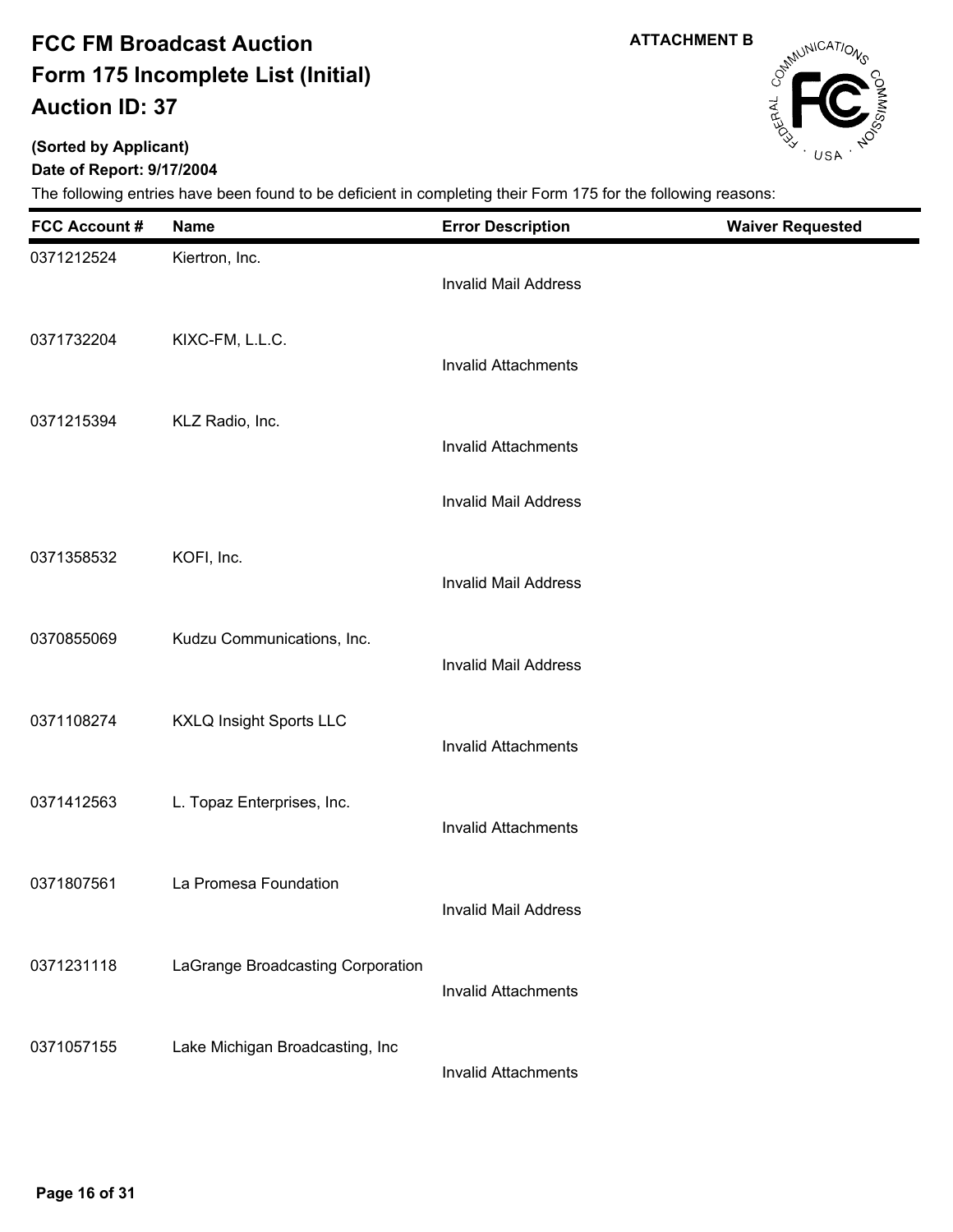# FCC FM Broadcast Auction
# Form 175 Incomplete List (Initial)
# Auction ID: 37

ATTACHMENT B

**(Sorted by Applicant)**

**Date of Report: 9/17/2004**

The following entries have been found to be deficient in completing their Form 175 for the following reasons:

| FCC Account # | Name | Error Description | Waiver Requested |
|---|---|---|---|
| 0371212524 | Kiertron, Inc. | Invalid Mail Address | |
| 0371732204 | KIXC-FM, L.L.C. | Invalid Attachments | |
| 0371215394 | KLZ Radio, Inc. | Invalid Attachments | |
| | | Invalid Mail Address | |
| 0371358532 | KOFI, Inc. | Invalid Mail Address | |
| 0370855069 | Kudzu Communications, Inc. | Invalid Mail Address | |
| 0371108274 | KXLQ Insight Sports LLC | Invalid Attachments | |
| 0371412563 | L. Topaz Enterprises, Inc. | Invalid Attachments | |
| 0371807561 | La Promesa Foundation | Invalid Mail Address | |
| 0371231118 | LaGrange Broadcasting Corporation | Invalid Attachments | |
| 0371057155 | Lake Michigan Broadcasting, Inc | Invalid Attachments | |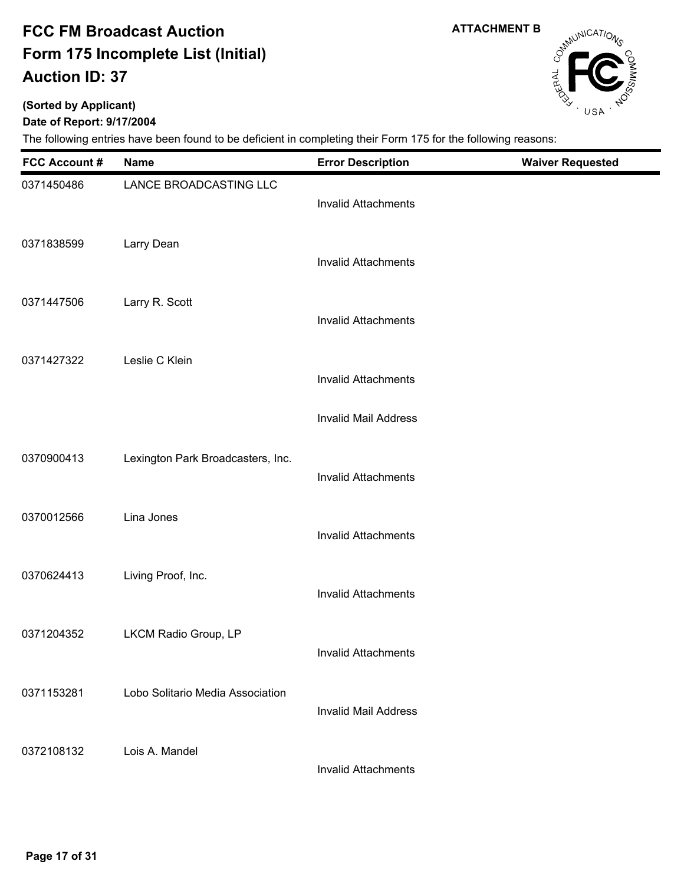# FCC FM Broadcast Auction
# Form 175 Incomplete List (Initial)
# Auction ID: 37

**ATTACHMENT B**

**(Sorted by Applicant)**

**Date of Report: 9/17/2004**

The following entries have been found to be deficient in completing their Form 175 for the following reasons:

| FCC Account # | Name | Error Description | Waiver Requested |
|---|---|---|---|
| 0371450486 | LANCE BROADCASTING LLC | Invalid Attachments | |
| 0371838599 | Larry Dean | Invalid Attachments | |
| 0371447506 | Larry R. Scott | Invalid Attachments | |
| 0371427322 | Leslie C Klein | Invalid Attachments | |
| | | Invalid Mail Address | |
| 0370900413 | Lexington Park Broadcasters, Inc. | Invalid Attachments | |
| 0370012566 | Lina Jones | Invalid Attachments | |
| 0370624413 | Living Proof, Inc. | Invalid Attachments | |
| 0371204352 | LKCM Radio Group, LP | Invalid Attachments | |
| 0371153281 | Lobo Solitario Media Association | Invalid Mail Address | |
| 0372108132 | Lois A. Mandel | Invalid Attachments | |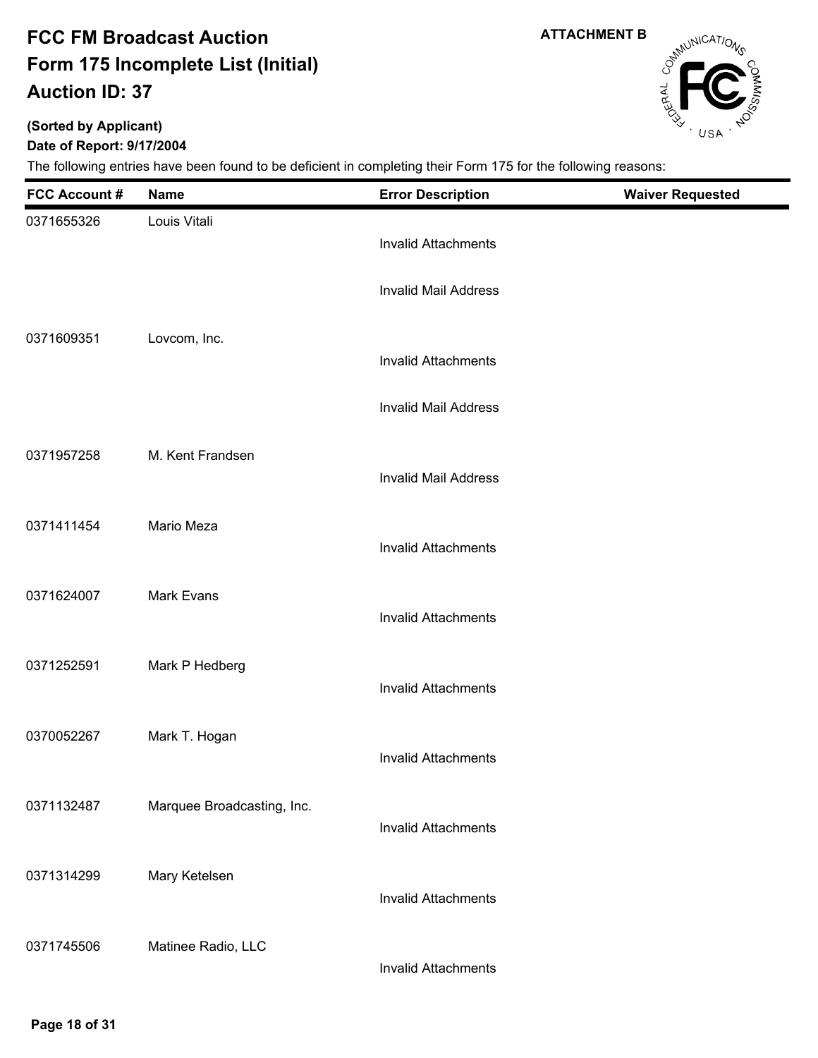# FCC FM Broadcast Auction
# Form 175 Incomplete List (Initial)
# Auction ID: 37

ATTACHMENT B

**(Sorted by Applicant)**

**Date of Report: 9/17/2004**

The following entries have been found to be deficient in completing their Form 175 for the following reasons:

| FCC Account # | Name | Error Description | Waiver Requested |
|---|---|---|---|
| 0371655326 | Louis Vitali | | |
| | | Invalid Attachments | |
| | | Invalid Mail Address | |
| 0371609351 | Lovcom, Inc. | | |
| | | Invalid Attachments | |
| | | Invalid Mail Address | |
| 0371957258 | M. Kent Frandsen | | |
| | | Invalid Mail Address | |
| 0371411454 | Mario Meza | | |
| | | Invalid Attachments | |
| 0371624007 | Mark Evans | | |
| | | Invalid Attachments | |
| 0371252591 | Mark P Hedberg | | |
| | | Invalid Attachments | |
| 0370052267 | Mark T. Hogan | | |
| | | Invalid Attachments | |
| 0371132487 | Marquee Broadcasting, Inc. | | |
| | | Invalid Attachments | |
| 0371314299 | Mary Ketelsen | | |
| | | Invalid Attachments | |
| 0371745506 | Matinee Radio, LLC | | |
| | | Invalid Attachments | |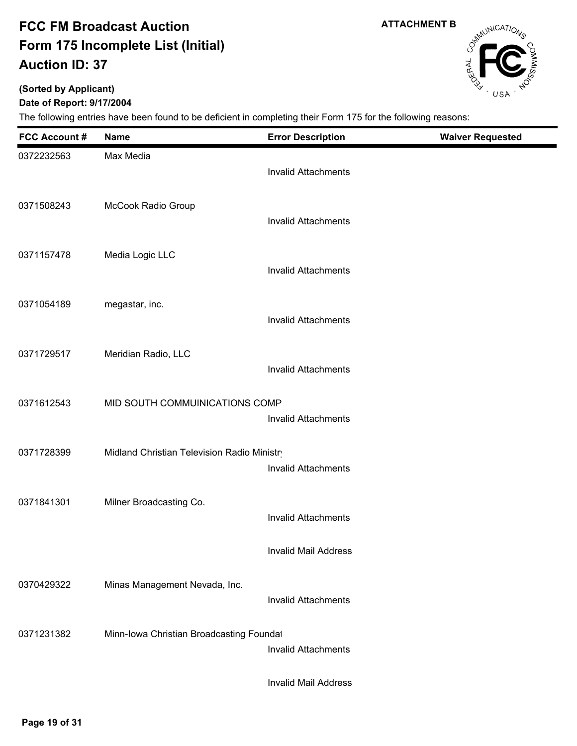# FCC FM Broadcast Auction
# Form 175 Incomplete List (Initial)
# Auction ID: 37

**ATTACHMENT B**

**(Sorted by Applicant)**

**Date of Report: 9/17/2004**

The following entries have been found to be deficient in completing their Form 175 for the following reasons:

| FCC Account # | Name | Error Description | Waiver Requested |
|---|---|---|---|
| 0372232563 | Max Media | Invalid Attachments | |
| 0371508243 | McCook Radio Group | Invalid Attachments | |
| 0371157478 | Media Logic LLC | Invalid Attachments | |
| 0371054189 | megastar, inc. | Invalid Attachments | |
| 0371729517 | Meridian Radio, LLC | Invalid Attachments | |
| 0371612543 | MID SOUTH COMMUINICATIONS COMP | Invalid Attachments | |
| 0371728399 | Midland Christian Television Radio Ministry | Invalid Attachments | |
| 0371841301 | Milner Broadcasting Co. | Invalid Attachments | |
| | | Invalid Mail Address | |
| 0370429322 | Minas Management Nevada, Inc. | Invalid Attachments | |
| 0371231382 | Minn-Iowa Christian Broadcasting Foundat | Invalid Attachments | |
| | | Invalid Mail Address | |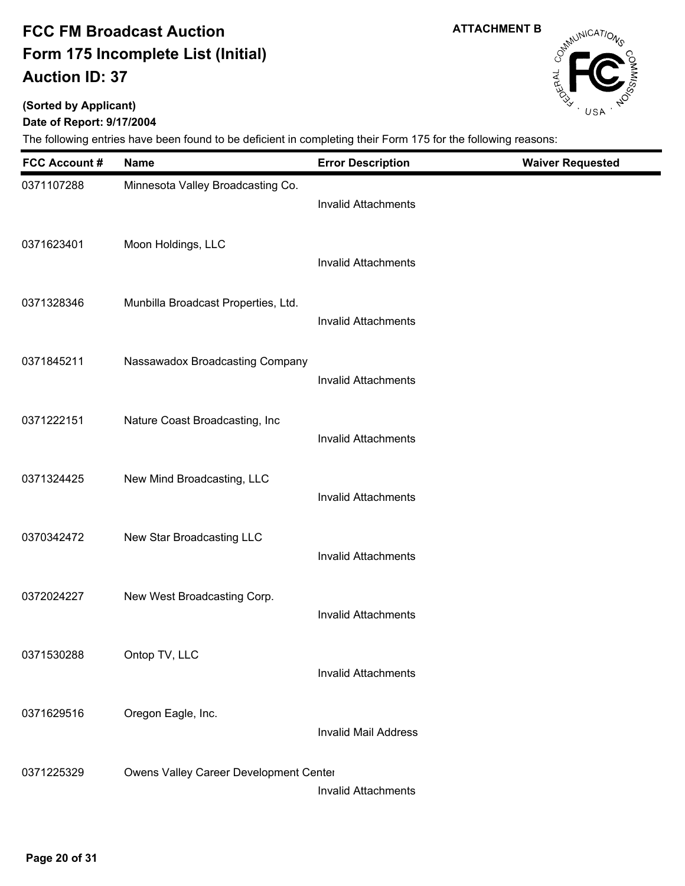# FCC FM Broadcast Auction
# Form 175 Incomplete List (Initial)
# Auction ID: 37

ATTACHMENT B

**(Sorted by Applicant)**

**Date of Report: 9/17/2004**

The following entries have been found to be deficient in completing their Form 175 for the following reasons:

| FCC Account # | Name | Error Description | Waiver Requested |
|---|---|---|---|
| 0371107288 | Minnesota Valley Broadcasting Co. | Invalid Attachments | |
| 0371623401 | Moon Holdings, LLC | Invalid Attachments | |
| 0371328346 | Munbilla Broadcast Properties, Ltd. | Invalid Attachments | |
| 0371845211 | Nassawadox Broadcasting Company | Invalid Attachments | |
| 0371222151 | Nature Coast Broadcasting, Inc | Invalid Attachments | |
| 0371324425 | New Mind Broadcasting, LLC | Invalid Attachments | |
| 0370342472 | New Star Broadcasting LLC | Invalid Attachments | |
| 0372024227 | New West Broadcasting Corp. | Invalid Attachments | |
| 0371530288 | Ontop TV, LLC | Invalid Attachments | |
| 0371629516 | Oregon Eagle, Inc. | Invalid Mail Address | |
| 0371225329 | Owens Valley Career Development Center | Invalid Attachments | |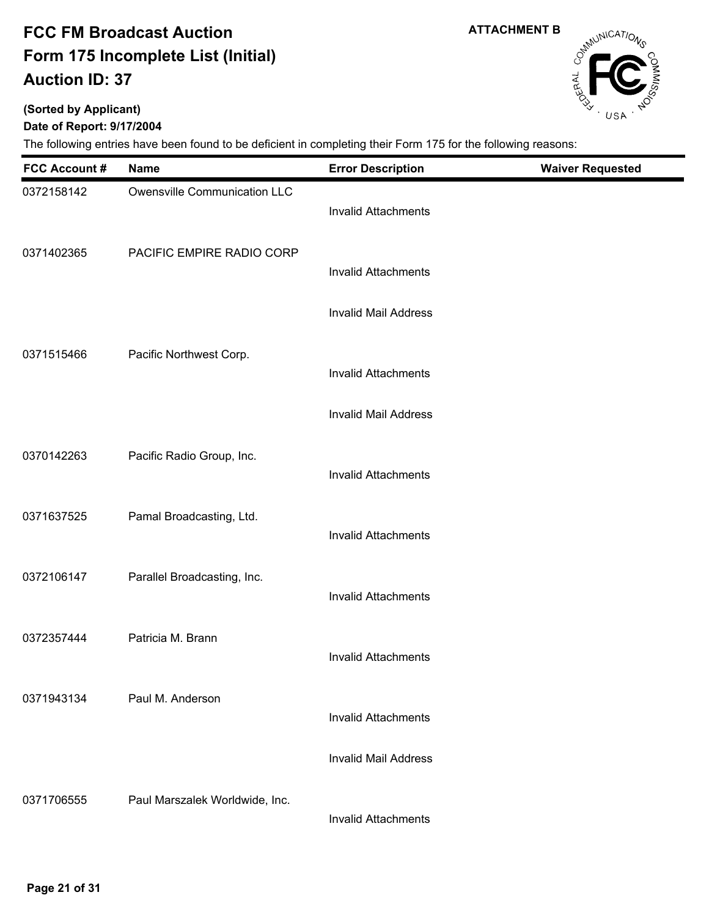# FCC FM Broadcast Auction
# Form 175 Incomplete List (Initial)
# Auction ID: 37

ATTACHMENT B

**(Sorted by Applicant)**

**Date of Report: 9/17/2004**

The following entries have been found to be deficient in completing their Form 175 for the following reasons:

| FCC Account # | Name | Error Description | Waiver Requested |
|---|---|---|---|
| 0372158142 | Owensville Communication LLC | Invalid Attachments | |
| 0371402365 | PACIFIC EMPIRE RADIO CORP | Invalid Attachments | |
| | | Invalid Mail Address | |
| 0371515466 | Pacific Northwest Corp. | Invalid Attachments | |
| | | Invalid Mail Address | |
| 0370142263 | Pacific Radio Group, Inc. | Invalid Attachments | |
| 0371637525 | Pamal Broadcasting, Ltd. | Invalid Attachments | |
| 0372106147 | Parallel Broadcasting, Inc. | Invalid Attachments | |
| 0372357444 | Patricia M. Brann | Invalid Attachments | |
| 0371943134 | Paul M. Anderson | Invalid Attachments | |
| | | Invalid Mail Address | |
| 0371706555 | Paul Marszalek Worldwide, Inc. | Invalid Attachments | |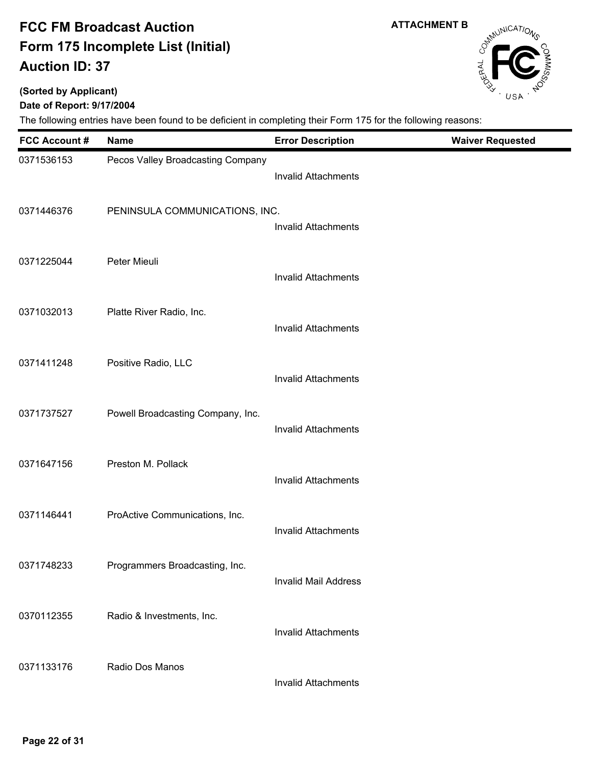# FCC FM Broadcast Auction
# Form 175 Incomplete List (Initial)
# Auction ID: 37

**ATTACHMENT B**

**(Sorted by Applicant)**

**Date of Report: 9/17/2004**

The following entries have been found to be deficient in completing their Form 175 for the following reasons:

| FCC Account # | Name | Error Description | Waiver Requested |
|---|---|---|---|
| 0371536153 | Pecos Valley Broadcasting Company | Invalid Attachments | |
| 0371446376 | PENINSULA COMMUNICATIONS, INC. | Invalid Attachments | |
| 0371225044 | Peter Mieuli | Invalid Attachments | |
| 0371032013 | Platte River Radio, Inc. | Invalid Attachments | |
| 0371411248 | Positive Radio, LLC | Invalid Attachments | |
| 0371737527 | Powell Broadcasting Company, Inc. | Invalid Attachments | |
| 0371647156 | Preston M. Pollack | Invalid Attachments | |
| 0371146441 | ProActive Communications, Inc. | Invalid Attachments | |
| 0371748233 | Programmers Broadcasting, Inc. | Invalid Mail Address | |
| 0370112355 | Radio & Investments, Inc. | Invalid Attachments | |
| 0371133176 | Radio Dos Manos | Invalid Attachments | |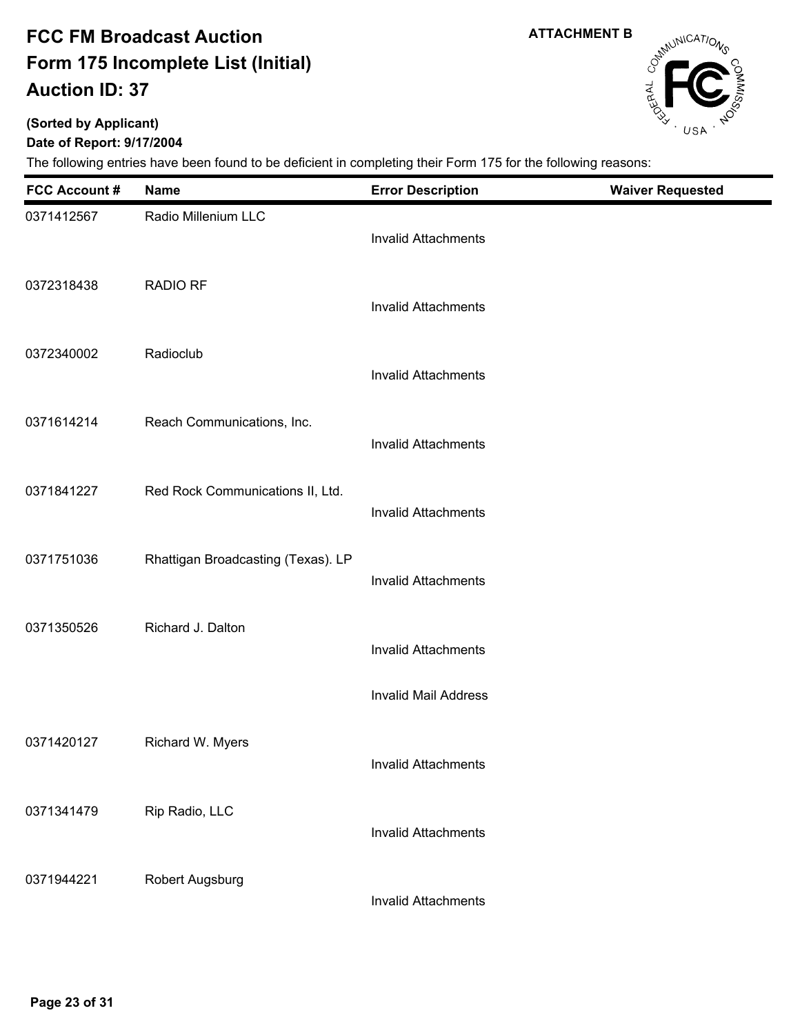# FCC FM Broadcast Auction
# Form 175 Incomplete List (Initial)
# Auction ID: 37

**ATTACHMENT B**

**(Sorted by Applicant)**

**Date of Report: 9/17/2004**

The following entries have been found to be deficient in completing their Form 175 for the following reasons:

| FCC Account # | Name | Error Description | Waiver Requested |
|---|---|---|---|
| 0371412567 | Radio Millenium LLC | Invalid Attachments | |
| 0372318438 | RADIO RF | Invalid Attachments | |
| 0372340002 | Radioclub | Invalid Attachments | |
| 0371614214 | Reach Communications, Inc. | Invalid Attachments | |
| 0371841227 | Red Rock Communications II, Ltd. | Invalid Attachments | |
| 0371751036 | Rhattigan Broadcasting (Texas). LP | Invalid Attachments | |
| 0371350526 | Richard J. Dalton | Invalid Attachments | |
| | | Invalid Mail Address | |
| 0371420127 | Richard W. Myers | Invalid Attachments | |
| 0371341479 | Rip Radio, LLC | Invalid Attachments | |
| 0371944221 | Robert Augsburg | Invalid Attachments | |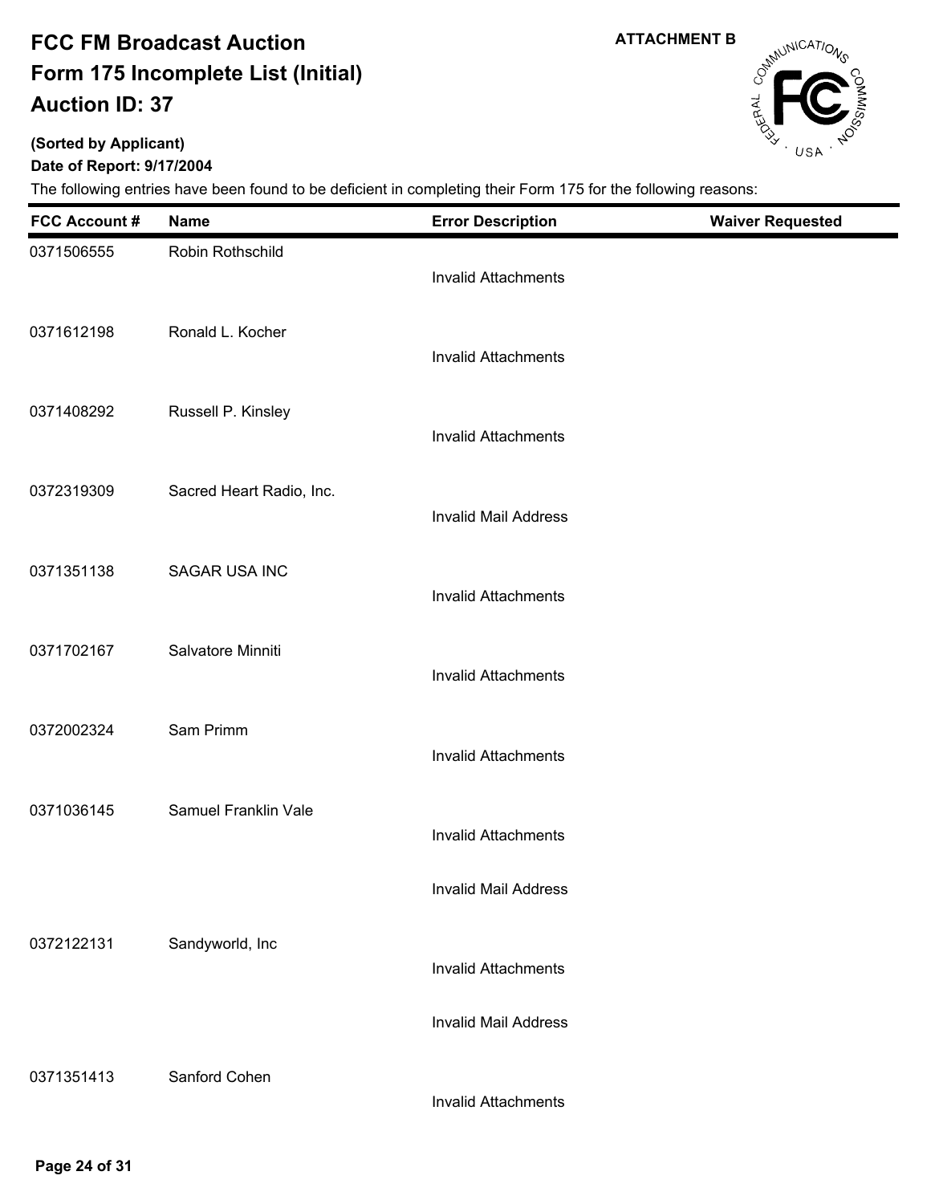# FCC FM Broadcast Auction
# Form 175 Incomplete List (Initial)
# Auction ID: 37

**ATTACHMENT B**

**(Sorted by Applicant)**

**Date of Report: 9/17/2004**

The following entries have been found to be deficient in completing their Form 175 for the following reasons:

| FCC Account # | Name | Error Description | Waiver Requested |
| --- | --- | --- | --- |
| 0371506555 | Robin Rothschild | Invalid Attachments | |
| 0371612198 | Ronald L. Kocher | Invalid Attachments | |
| 0371408292 | Russell P. Kinsley | Invalid Attachments | |
| 0372319309 | Sacred Heart Radio, Inc. | Invalid Mail Address | |
| 0371351138 | SAGAR USA INC | Invalid Attachments | |
| 0371702167 | Salvatore Minniti | Invalid Attachments | |
| 0372002324 | Sam Primm | Invalid Attachments | |
| 0371036145 | Samuel Franklin Vale | Invalid Attachments | |
| | | Invalid Mail Address | |
| 0372122131 | Sandyworld, Inc | Invalid Attachments | |
| | | Invalid Mail Address | |
| 0371351413 | Sanford Cohen | Invalid Attachments | |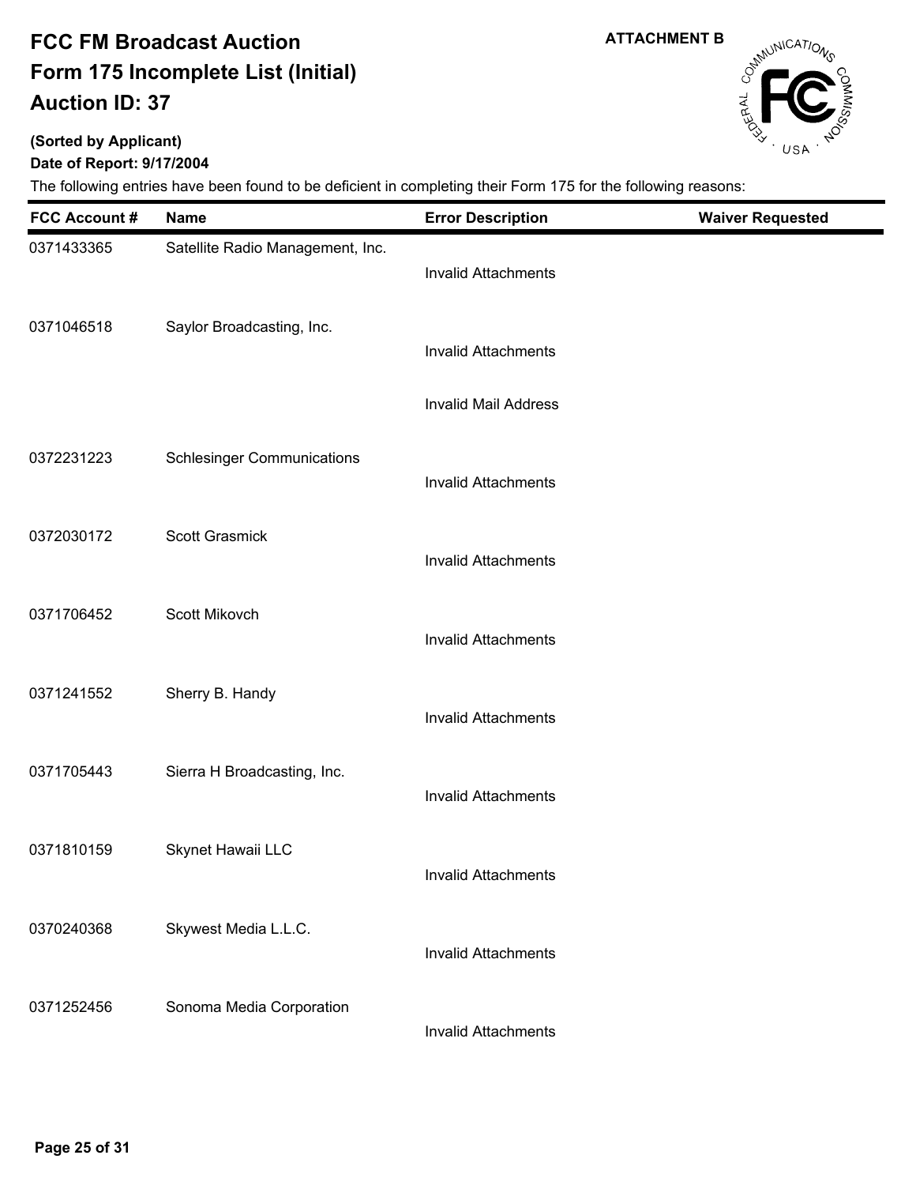# FCC FM Broadcast Auction
# Form 175 Incomplete List (Initial)
# Auction ID: 37

**ATTACHMENT B**

**(Sorted by Applicant)**

**Date of Report: 9/17/2004**

The following entries have been found to be deficient in completing their Form 175 for the following reasons:

| FCC Account # | Name | Error Description | Waiver Requested |
|---|---|---|---|
| 0371433365 | Satellite Radio Management, Inc. | Invalid Attachments | |
| 0371046518 | Saylor Broadcasting, Inc. | Invalid Attachments | |
| | | Invalid Mail Address | |
| 0372231223 | Schlesinger Communications | Invalid Attachments | |
| 0372030172 | Scott Grasmick | Invalid Attachments | |
| 0371706452 | Scott Mikovch | Invalid Attachments | |
| 0371241552 | Sherry B. Handy | Invalid Attachments | |
| 0371705443 | Sierra H Broadcasting, Inc. | Invalid Attachments | |
| 0371810159 | Skynet Hawaii LLC | Invalid Attachments | |
| 0370240368 | Skywest Media L.L.C. | Invalid Attachments | |
| 0371252456 | Sonoma Media Corporation | Invalid Attachments | |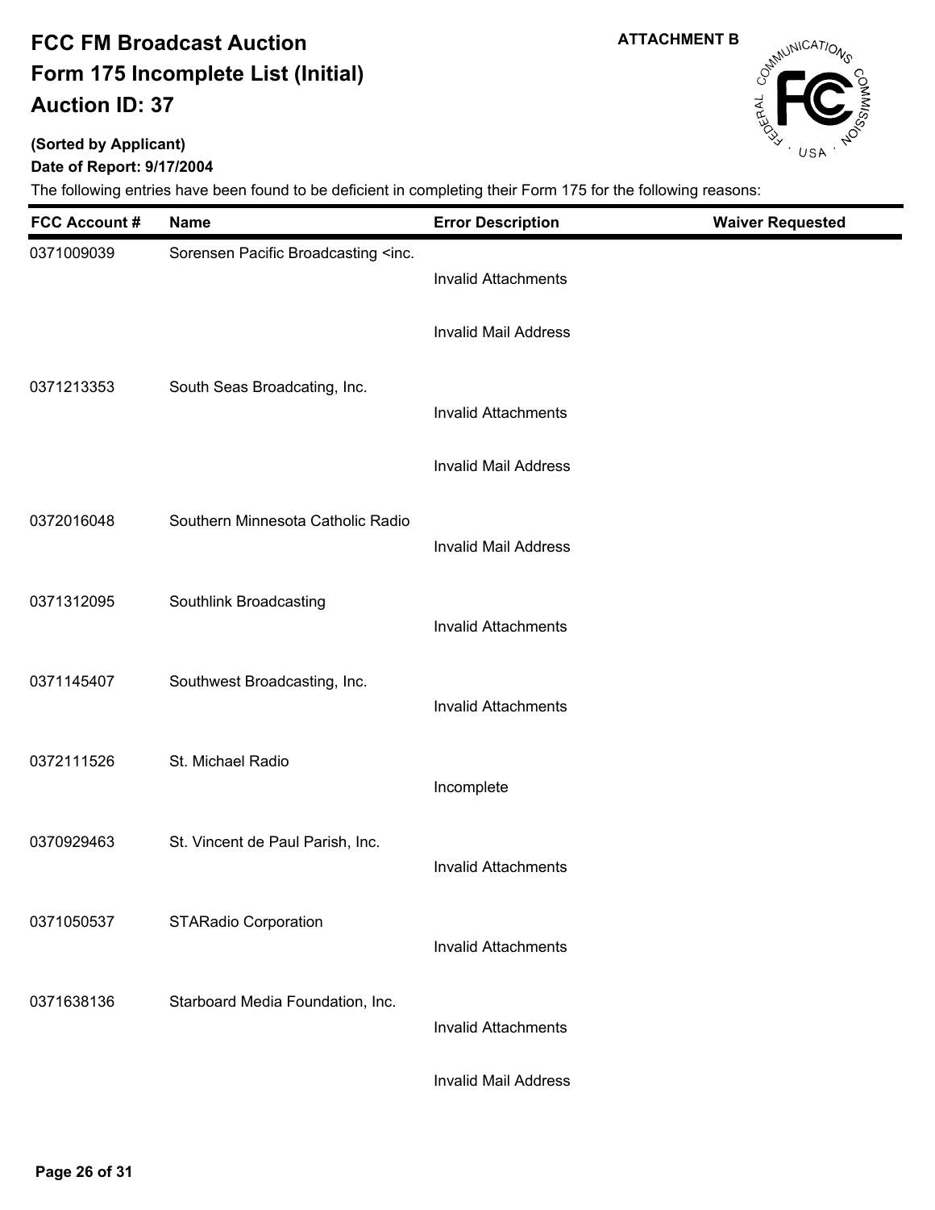# FCC FM Broadcast Auction

# Form 175 Incomplete List (Initial)

# Auction ID: 37

**ATTACHMENT B**

**(Sorted by Applicant)**

**Date of Report: 9/17/2004**

The following entries have been found to be deficient in completing their Form 175 for the following reasons:

| FCC Account # | Name | Error Description | Waiver Requested |
|---|---|---|---|
| 0371009039 | Sorensen Pacific Broadcasting <inc. | | |
| | | Invalid Attachments | |
| | | Invalid Mail Address | |
| 0371213353 | South Seas Broadcating, Inc. | | |
| | | Invalid Attachments | |
| | | Invalid Mail Address | |
| 0372016048 | Southern Minnesota Catholic Radio | | |
| | | Invalid Mail Address | |
| 0371312095 | Southlink Broadcasting | | |
| | | Invalid Attachments | |
| 0371145407 | Southwest Broadcasting, Inc. | | |
| | | Invalid Attachments | |
| 0372111526 | St. Michael Radio | | |
| | | Incomplete | |
| 0370929463 | St. Vincent de Paul Parish, Inc. | | |
| | | Invalid Attachments | |
| 0371050537 | STARadio Corporation | | |
| | | Invalid Attachments | |
| 0371638136 | Starboard Media Foundation, Inc. | | |
| | | Invalid Attachments | |
| | | Invalid Mail Address | |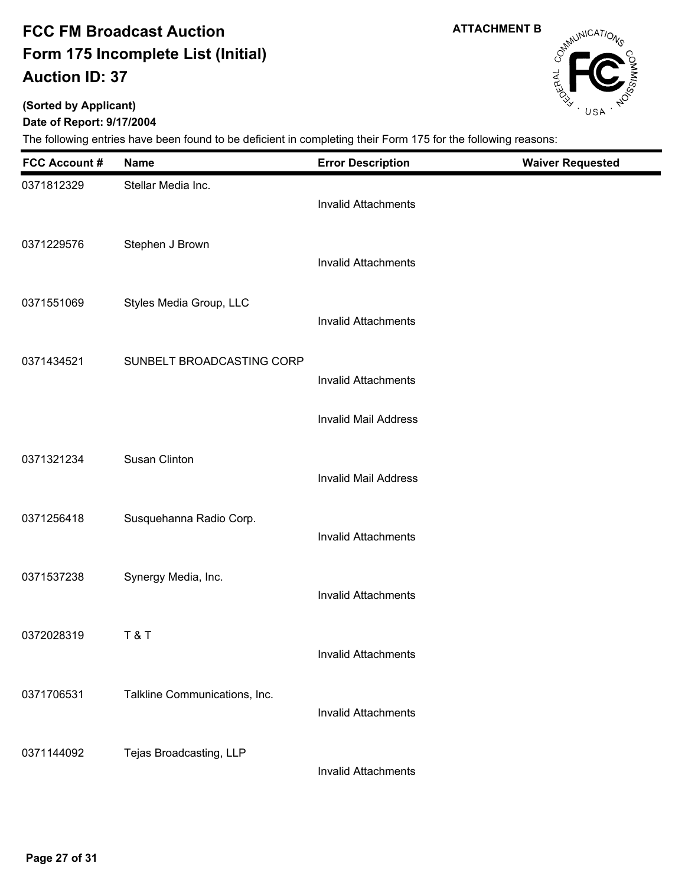# FCC FM Broadcast Auction
# Form 175 Incomplete List (Initial)
# Auction ID: 37

**ATTACHMENT B**

**(Sorted by Applicant)**

**Date of Report: 9/17/2004**

The following entries have been found to be deficient in completing their Form 175 for the following reasons:

| FCC Account # | Name | Error Description | Waiver Requested |
|---|---|---|---|
| 0371812329 | Stellar Media Inc. | Invalid Attachments | |
| 0371229576 | Stephen J Brown | Invalid Attachments | |
| 0371551069 | Styles Media Group, LLC | Invalid Attachments | |
| 0371434521 | SUNBELT BROADCASTING CORP | Invalid Attachments | |
| | | Invalid Mail Address | |
| 0371321234 | Susan Clinton | Invalid Mail Address | |
| 0371256418 | Susquehanna Radio Corp. | Invalid Attachments | |
| 0371537238 | Synergy Media, Inc. | Invalid Attachments | |
| 0372028319 | T & T | Invalid Attachments | |
| 0371706531 | Talkline Communications, Inc. | Invalid Attachments | |
| 0371144092 | Tejas Broadcasting, LLP | Invalid Attachments | |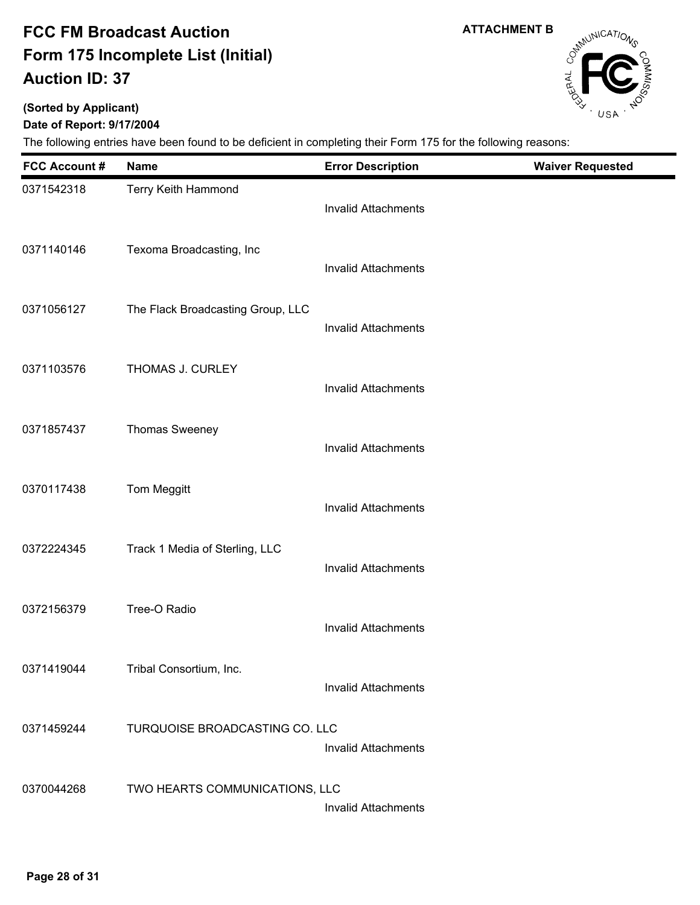# FCC FM Broadcast Auction
# Form 175 Incomplete List (Initial)
# Auction ID: 37

**ATTACHMENT B**

**(Sorted by Applicant)**

**Date of Report: 9/17/2004**

The following entries have been found to be deficient in completing their Form 175 for the following reasons:

| FCC Account # | Name | Error Description | Waiver Requested |
|---|---|---|---|
| 0371542318 | Terry Keith Hammond | Invalid Attachments | |
| 0371140146 | Texoma Broadcasting, Inc | Invalid Attachments | |
| 0371056127 | The Flack Broadcasting Group, LLC | Invalid Attachments | |
| 0371103576 | THOMAS J. CURLEY | Invalid Attachments | |
| 0371857437 | Thomas Sweeney | Invalid Attachments | |
| 0370117438 | Tom Meggitt | Invalid Attachments | |
| 0372224345 | Track 1 Media of Sterling, LLC | Invalid Attachments | |
| 0372156379 | Tree-O Radio | Invalid Attachments | |
| 0371419044 | Tribal Consortium, Inc. | Invalid Attachments | |
| 0371459244 | TURQUOISE BROADCASTING CO. LLC | Invalid Attachments | |
| 0370044268 | TWO HEARTS COMMUNICATIONS, LLC | Invalid Attachments | |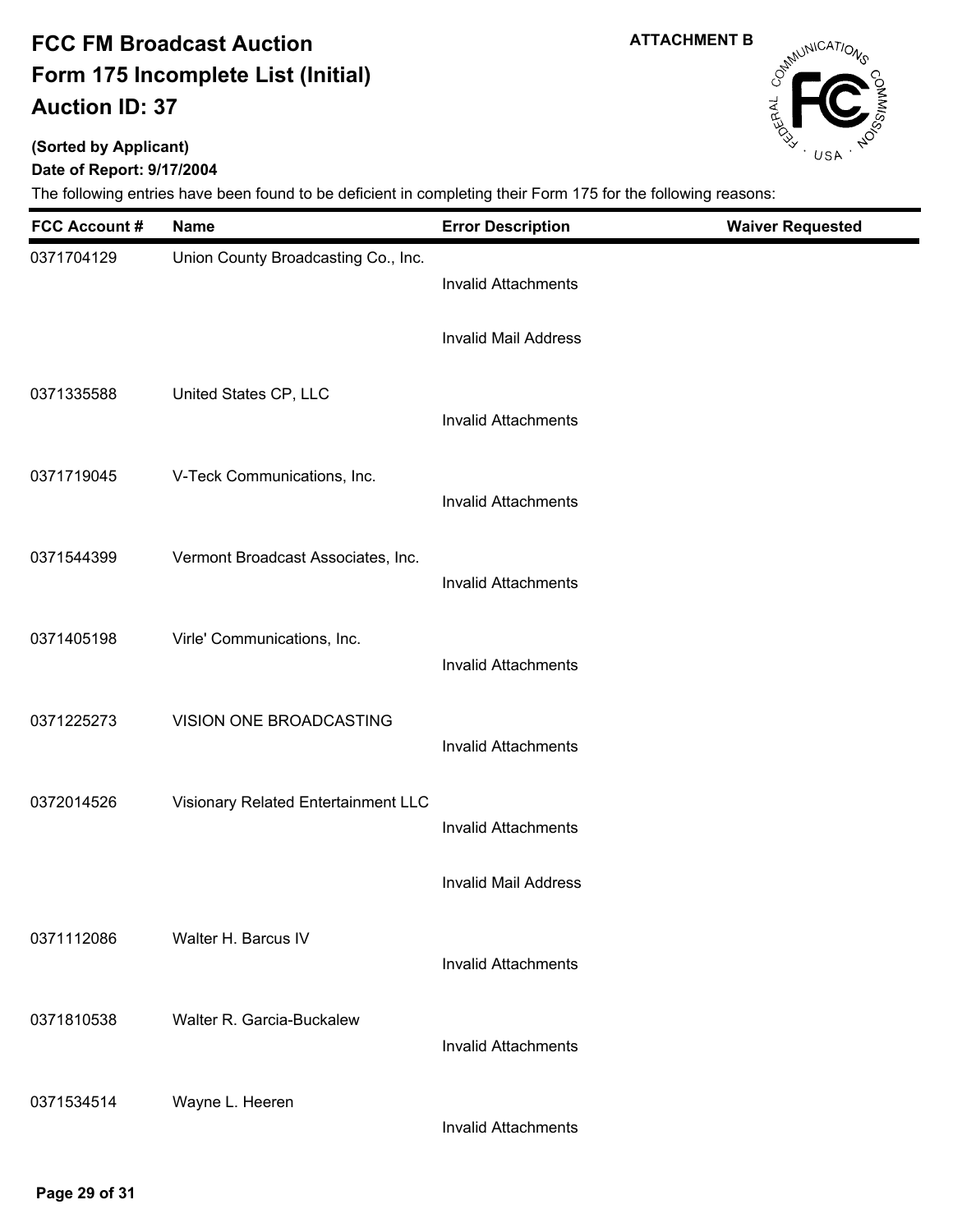# FCC FM Broadcast Auction
# Form 175 Incomplete List (Initial)
# Auction ID: 37

**ATTACHMENT B**

**(Sorted by Applicant)**

**Date of Report: 9/17/2004**

The following entries have been found to be deficient in completing their Form 175 for the following reasons:

| FCC Account # | Name | Error Description | Waiver Requested |
|---|---|---|---|
| 0371704129 | Union County Broadcasting Co., Inc. | Invalid Attachments | |
| | | Invalid Mail Address | |
| 0371335588 | United States CP, LLC | Invalid Attachments | |
| 0371719045 | V-Teck Communications, Inc. | Invalid Attachments | |
| 0371544399 | Vermont Broadcast Associates, Inc. | Invalid Attachments | |
| 0371405198 | Virle' Communications, Inc. | Invalid Attachments | |
| 0371225273 | VISION ONE BROADCASTING | Invalid Attachments | |
| 0372014526 | Visionary Related Entertainment LLC | Invalid Attachments | |
| | | Invalid Mail Address | |
| 0371112086 | Walter H. Barcus IV | Invalid Attachments | |
| 0371810538 | Walter R. Garcia-Buckalew | Invalid Attachments | |
| 0371534514 | Wayne L. Heeren | Invalid Attachments | |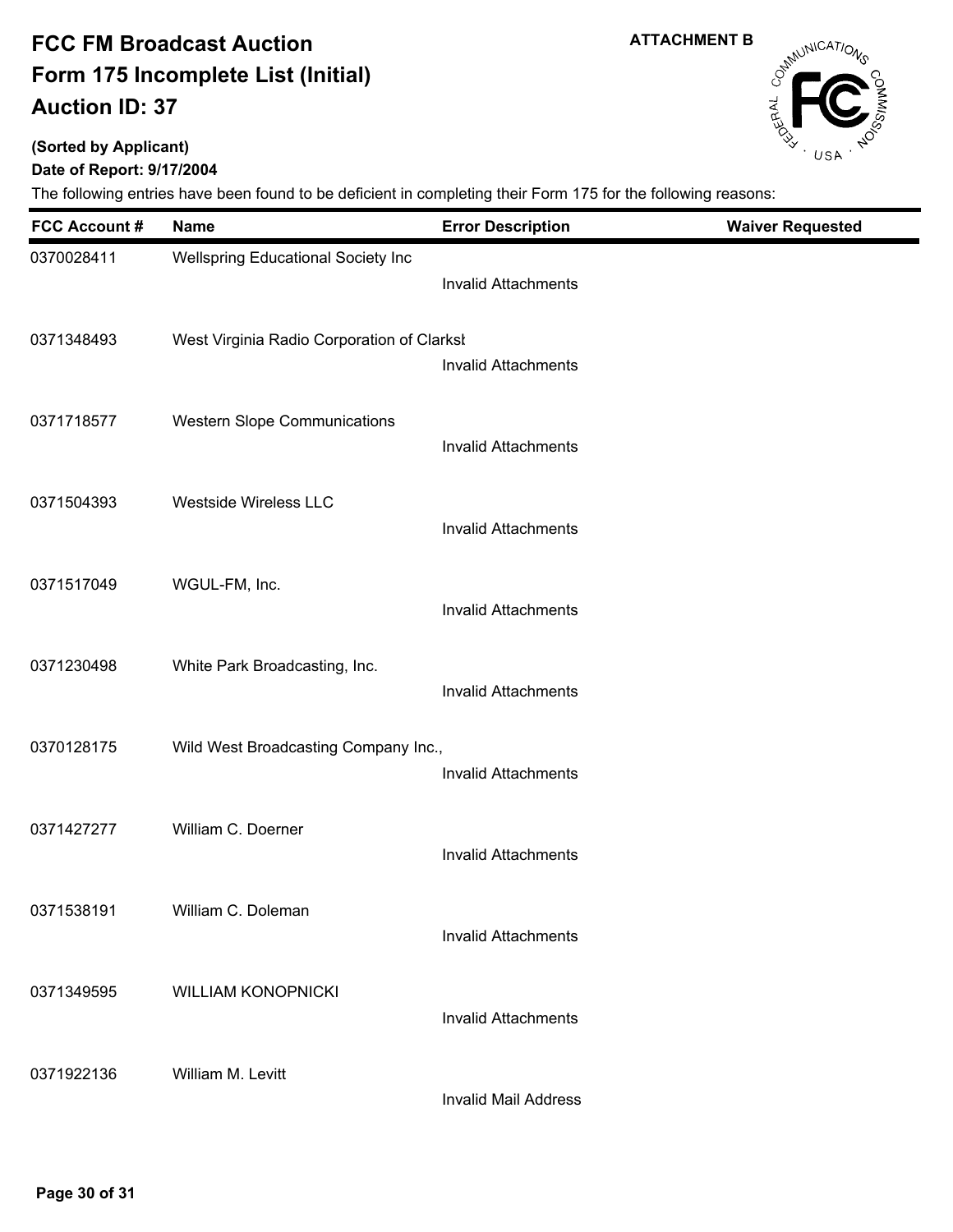# FCC FM Broadcast Auction
# Form 175 Incomplete List (Initial)
# Auction ID: 37

**ATTACHMENT B**

**(Sorted by Applicant)**

**Date of Report: 9/17/2004**

The following entries have been found to be deficient in completing their Form 175 for the following reasons:

| FCC Account # | Name | Error Description | Waiver Requested |
|---|---|---|---|
| 0370028411 | Wellspring Educational Society Inc | Invalid Attachments | |
| 0371348493 | West Virginia Radio Corporation of Clarksl | Invalid Attachments | |
| 0371718577 | Western Slope Communications | Invalid Attachments | |
| 0371504393 | Westside Wireless LLC | Invalid Attachments | |
| 0371517049 | WGUL-FM, Inc. | Invalid Attachments | |
| 0371230498 | White Park Broadcasting, Inc. | Invalid Attachments | |
| 0370128175 | Wild West Broadcasting Company Inc., | Invalid Attachments | |
| 0371427277 | William C. Doerner | Invalid Attachments | |
| 0371538191 | William C. Doleman | Invalid Attachments | |
| 0371349595 | WILLIAM KONOPNICKI | Invalid Attachments | |
| 0371922136 | William M. Levitt | Invalid Mail Address | |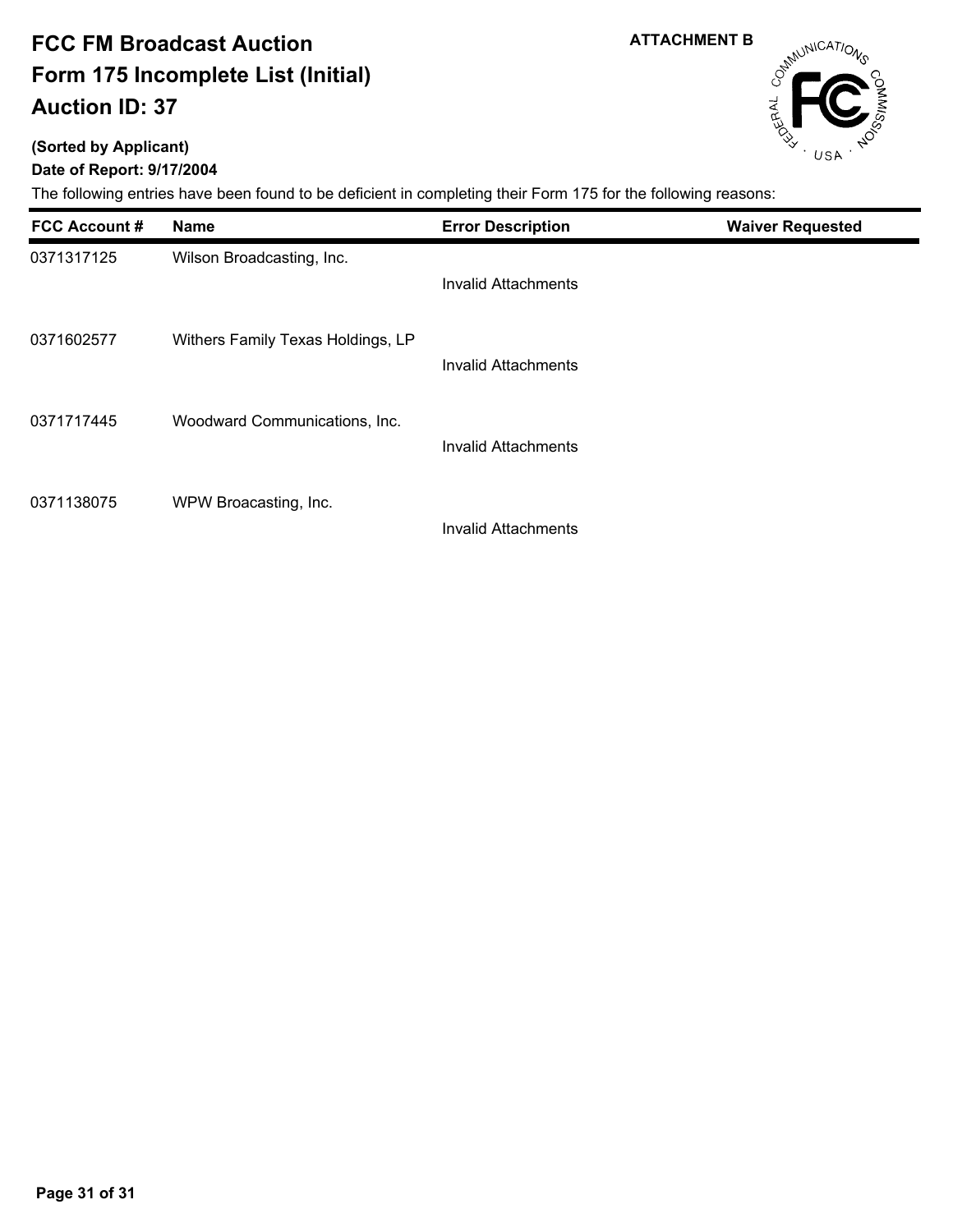# FCC FM Broadcast Auction
# Form 175 Incomplete List (Initial)
# Auction ID: 37

**ATTACHMENT B**

**(Sorted by Applicant)**

**Date of Report: 9/17/2004**

The following entries have been found to be deficient in completing their Form 175 for the following reasons:

| FCC Account # | Name | Error Description | Waiver Requested |
|---|---|---|---|
| 0371317125 | Wilson Broadcasting, Inc. | Invalid Attachments | |
| 0371602577 | Withers Family Texas Holdings, LP | Invalid Attachments | |
| 0371717445 | Woodward Communications, Inc. | Invalid Attachments | |
| 0371138075 | WPW Broacasting, Inc. | Invalid Attachments | |